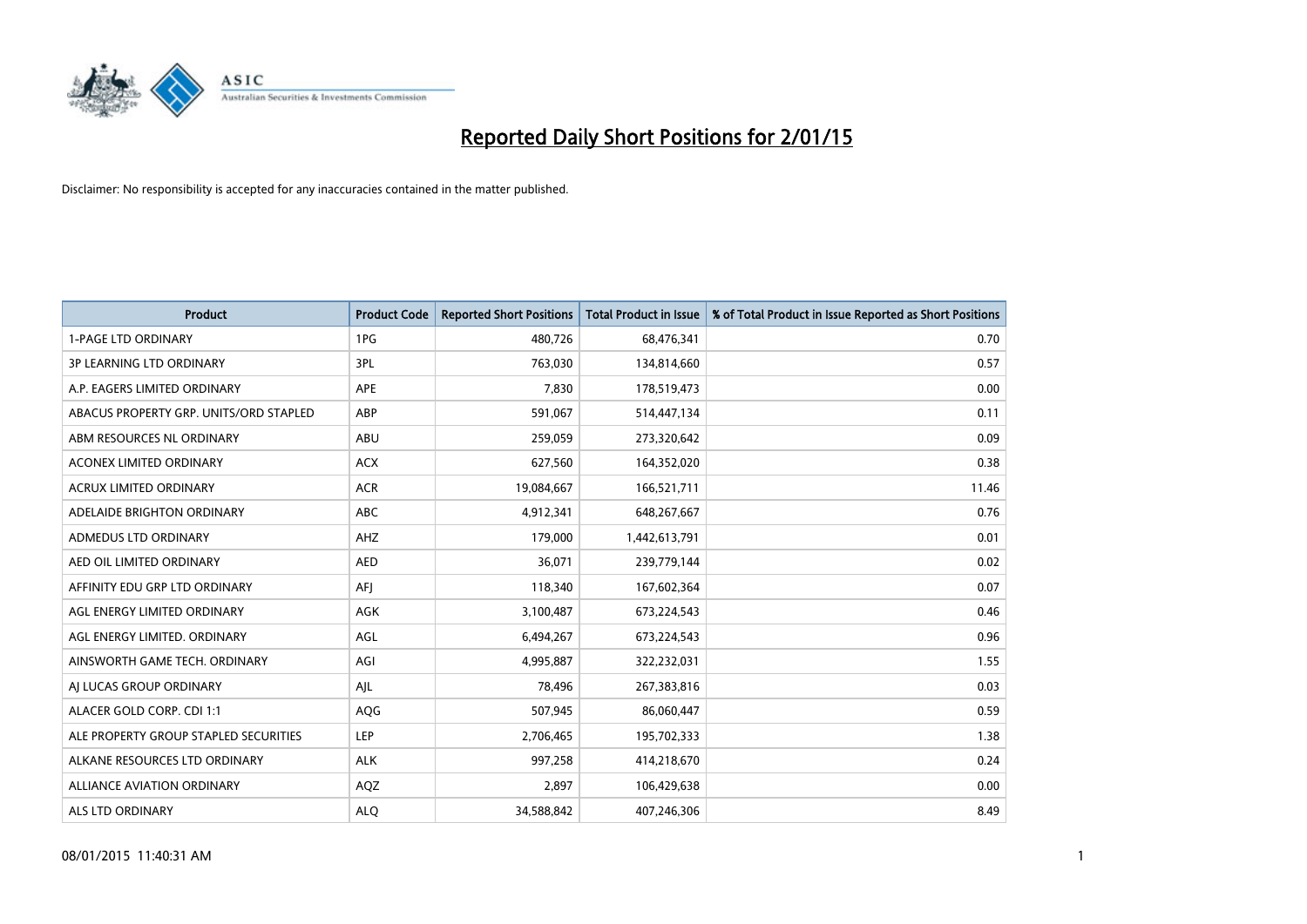# Reported Daily Short Positions for 2/01/15

Disclaimer: No responsibility is accepted for any inaccuracies contained in the matter published.

| Product | Product Code | Reported Short Positions | Total Product in Issue | % of Total Product in Issue Reported as Short Positions |
|---|---|---|---|---|
| 1-PAGE LTD ORDINARY | 1PG | 480,726 | 68,476,341 | 0.70 |
| 3P LEARNING LTD ORDINARY | 3PL | 763,030 | 134,814,660 | 0.57 |
| A.P. EAGERS LIMITED ORDINARY | APE | 7,830 | 178,519,473 | 0.00 |
| ABACUS PROPERTY GRP. UNITS/ORD STAPLED | ABP | 591,067 | 514,447,134 | 0.11 |
| ABM RESOURCES NL ORDINARY | ABU | 259,059 | 273,320,642 | 0.09 |
| ACONEX LIMITED ORDINARY | ACX | 627,560 | 164,352,020 | 0.38 |
| ACRUX LIMITED ORDINARY | ACR | 19,084,667 | 166,521,711 | 11.46 |
| ADELAIDE BRIGHTON ORDINARY | ABC | 4,912,341 | 648,267,667 | 0.76 |
| ADMEDUS LTD ORDINARY | AHZ | 179,000 | 1,442,613,791 | 0.01 |
| AED OIL LIMITED ORDINARY | AED | 36,071 | 239,779,144 | 0.02 |
| AFFINITY EDU GRP LTD ORDINARY | AFJ | 118,340 | 167,602,364 | 0.07 |
| AGL ENERGY LIMITED ORDINARY | AGK | 3,100,487 | 673,224,543 | 0.46 |
| AGL ENERGY LIMITED. ORDINARY | AGL | 6,494,267 | 673,224,543 | 0.96 |
| AINSWORTH GAME TECH. ORDINARY | AGI | 4,995,887 | 322,232,031 | 1.55 |
| AJ LUCAS GROUP ORDINARY | AJL | 78,496 | 267,383,816 | 0.03 |
| ALACER GOLD CORP. CDI 1:1 | AQG | 507,945 | 86,060,447 | 0.59 |
| ALE PROPERTY GROUP STAPLED SECURITIES | LEP | 2,706,465 | 195,702,333 | 1.38 |
| ALKANE RESOURCES LTD ORDINARY | ALK | 997,258 | 414,218,670 | 0.24 |
| ALLIANCE AVIATION ORDINARY | AQZ | 2,897 | 106,429,638 | 0.00 |
| ALS LTD ORDINARY | ALQ | 34,588,842 | 407,246,306 | 8.49 |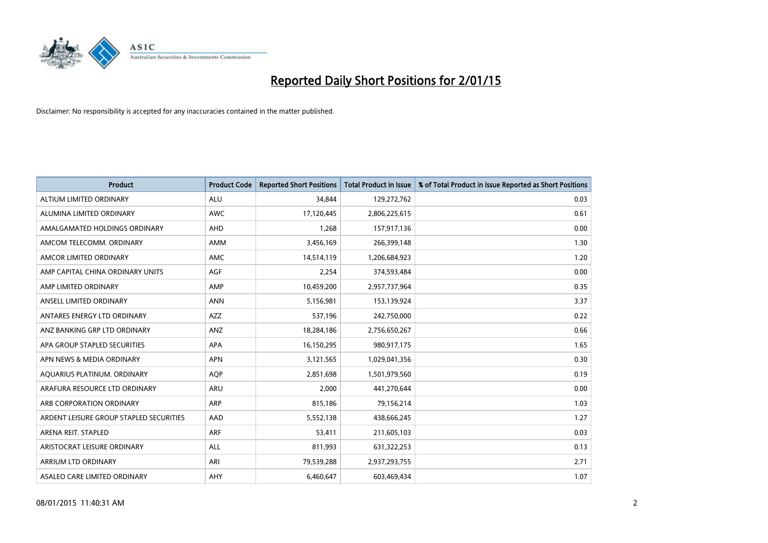# Reported Daily Short Positions for 2/01/15

Disclaimer: No responsibility is accepted for any inaccuracies contained in the matter published.

| Product | Product Code | Reported Short Positions | Total Product in Issue | % of Total Product in Issue Reported as Short Positions |
|---|---|---|---|---|
| ALTIUM LIMITED ORDINARY | ALU | 34,844 | 129,272,762 | 0.03 |
| ALUMINA LIMITED ORDINARY | AWC | 17,120,445 | 2,806,225,615 | 0.61 |
| AMALGAMATED HOLDINGS ORDINARY | AHD | 1,268 | 157,917,136 | 0.00 |
| AMCOM TELECOMM. ORDINARY | AMM | 3,456,169 | 266,399,148 | 1.30 |
| AMCOR LIMITED ORDINARY | AMC | 14,514,119 | 1,206,684,923 | 1.20 |
| AMP CAPITAL CHINA ORDINARY UNITS | AGF | 2,254 | 374,593,484 | 0.00 |
| AMP LIMITED ORDINARY | AMP | 10,459,200 | 2,957,737,964 | 0.35 |
| ANSELL LIMITED ORDINARY | ANN | 5,156,981 | 153,139,924 | 3.37 |
| ANTARES ENERGY LTD ORDINARY | AZZ | 537,196 | 242,750,000 | 0.22 |
| ANZ BANKING GRP LTD ORDINARY | ANZ | 18,284,186 | 2,756,650,267 | 0.66 |
| APA GROUP STAPLED SECURITIES | APA | 16,150,295 | 980,917,175 | 1.65 |
| APN NEWS & MEDIA ORDINARY | APN | 3,121,565 | 1,029,041,356 | 0.30 |
| AQUARIUS PLATINUM. ORDINARY | AQP | 2,851,698 | 1,501,979,560 | 0.19 |
| ARAFURA RESOURCE LTD ORDINARY | ARU | 2,000 | 441,270,644 | 0.00 |
| ARB CORPORATION ORDINARY | ARP | 815,186 | 79,156,214 | 1.03 |
| ARDENT LEISURE GROUP STAPLED SECURITIES | AAD | 5,552,138 | 438,666,245 | 1.27 |
| ARENA REIT. STAPLED | ARF | 53,411 | 211,605,103 | 0.03 |
| ARISTOCRAT LEISURE ORDINARY | ALL | 811,993 | 631,322,253 | 0.13 |
| ARRIUM LTD ORDINARY | ARI | 79,539,288 | 2,937,293,755 | 2.71 |
| ASALEO CARE LIMITED ORDINARY | AHY | 6,460,647 | 603,469,434 | 1.07 |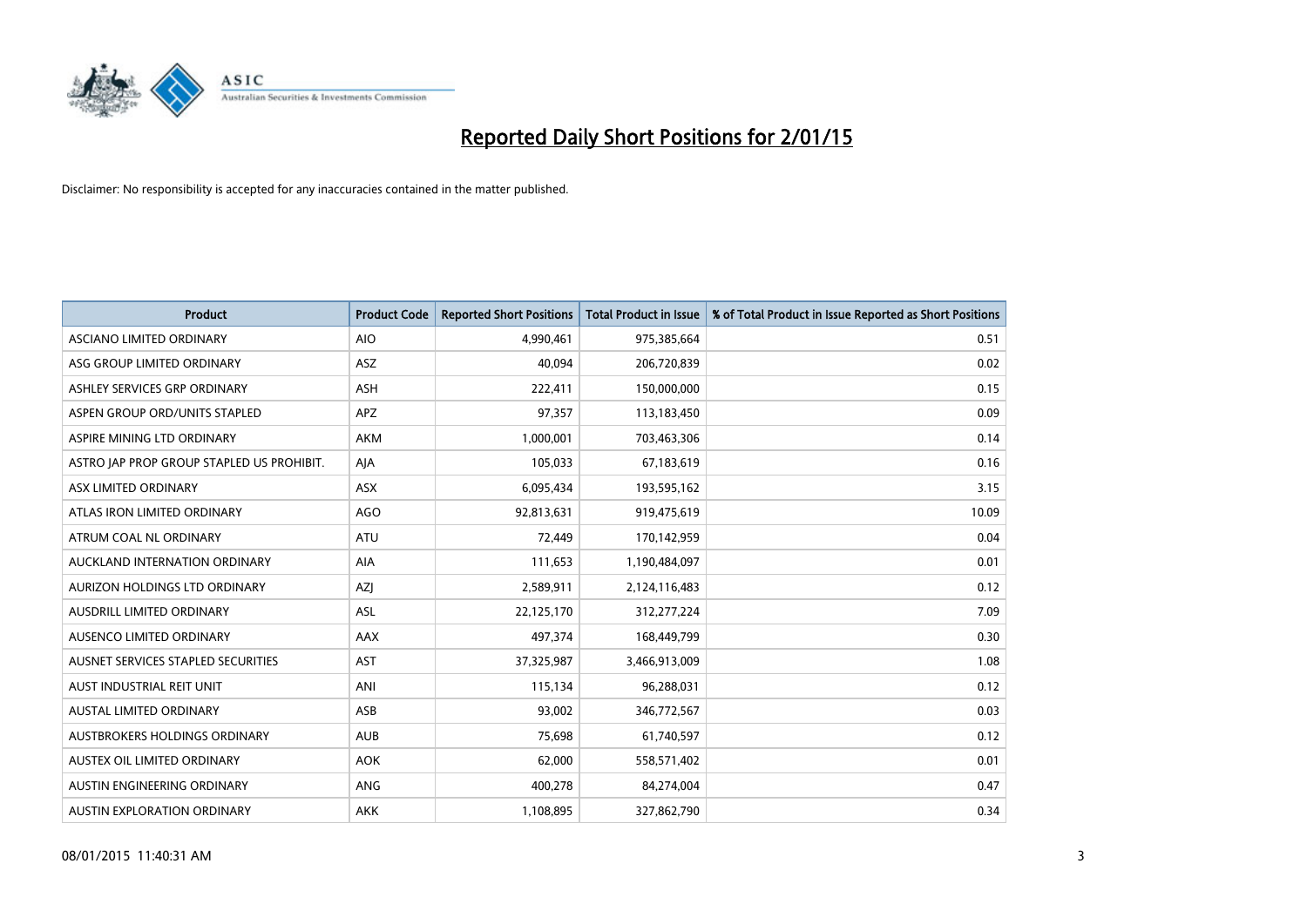# Reported Daily Short Positions for 2/01/15

Disclaimer: No responsibility is accepted for any inaccuracies contained in the matter published.

| Product | Product Code | Reported Short Positions | Total Product in Issue | % of Total Product in Issue Reported as Short Positions |
|---|---|---|---|---|
| ASCIANO LIMITED ORDINARY | AIO | 4,990,461 | 975,385,664 | 0.51 |
| ASG GROUP LIMITED ORDINARY | ASZ | 40,094 | 206,720,839 | 0.02 |
| ASHLEY SERVICES GRP ORDINARY | ASH | 222,411 | 150,000,000 | 0.15 |
| ASPEN GROUP ORD/UNITS STAPLED | APZ | 97,357 | 113,183,450 | 0.09 |
| ASPIRE MINING LTD ORDINARY | AKM | 1,000,001 | 703,463,306 | 0.14 |
| ASTRO JAP PROP GROUP STAPLED US PROHIBIT. | AJA | 105,033 | 67,183,619 | 0.16 |
| ASX LIMITED ORDINARY | ASX | 6,095,434 | 193,595,162 | 3.15 |
| ATLAS IRON LIMITED ORDINARY | AGO | 92,813,631 | 919,475,619 | 10.09 |
| ATRUM COAL NL ORDINARY | ATU | 72,449 | 170,142,959 | 0.04 |
| AUCKLAND INTERNATION ORDINARY | AIA | 111,653 | 1,190,484,097 | 0.01 |
| AURIZON HOLDINGS LTD ORDINARY | AZJ | 2,589,911 | 2,124,116,483 | 0.12 |
| AUSDRILL LIMITED ORDINARY | ASL | 22,125,170 | 312,277,224 | 7.09 |
| AUSENCO LIMITED ORDINARY | AAX | 497,374 | 168,449,799 | 0.30 |
| AUSNET SERVICES STAPLED SECURITIES | AST | 37,325,987 | 3,466,913,009 | 1.08 |
| AUST INDUSTRIAL REIT UNIT | ANI | 115,134 | 96,288,031 | 0.12 |
| AUSTAL LIMITED ORDINARY | ASB | 93,002 | 346,772,567 | 0.03 |
| AUSTBROKERS HOLDINGS ORDINARY | AUB | 75,698 | 61,740,597 | 0.12 |
| AUSTEX OIL LIMITED ORDINARY | AOK | 62,000 | 558,571,402 | 0.01 |
| AUSTIN ENGINEERING ORDINARY | ANG | 400,278 | 84,274,004 | 0.47 |
| AUSTIN EXPLORATION ORDINARY | AKK | 1,108,895 | 327,862,790 | 0.34 |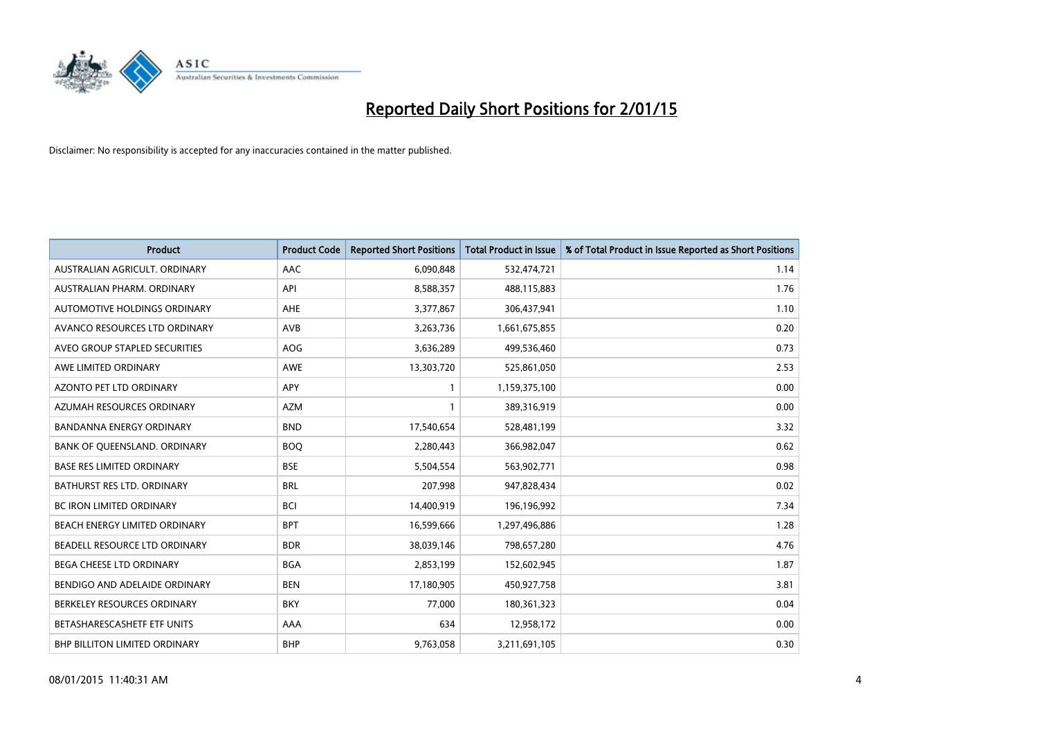# Reported Daily Short Positions for 2/01/15

Disclaimer: No responsibility is accepted for any inaccuracies contained in the matter published.

| Product | Product Code | Reported Short Positions | Total Product in Issue | % of Total Product in Issue Reported as Short Positions |
|---|---|---|---|---|
| AUSTRALIAN AGRICULT. ORDINARY | AAC | 6,090,848 | 532,474,721 | 1.14 |
| AUSTRALIAN PHARM. ORDINARY | API | 8,588,357 | 488,115,883 | 1.76 |
| AUTOMOTIVE HOLDINGS ORDINARY | AHE | 3,377,867 | 306,437,941 | 1.10 |
| AVANCO RESOURCES LTD ORDINARY | AVB | 3,263,736 | 1,661,675,855 | 0.20 |
| AVEO GROUP STAPLED SECURITIES | AOG | 3,636,289 | 499,536,460 | 0.73 |
| AWE LIMITED ORDINARY | AWE | 13,303,720 | 525,861,050 | 2.53 |
| AZONTO PET LTD ORDINARY | APY | 1 | 1,159,375,100 | 0.00 |
| AZUMAH RESOURCES ORDINARY | AZM | 1 | 389,316,919 | 0.00 |
| BANDANNA ENERGY ORDINARY | BND | 17,540,654 | 528,481,199 | 3.32 |
| BANK OF QUEENSLAND. ORDINARY | BOQ | 2,280,443 | 366,982,047 | 0.62 |
| BASE RES LIMITED ORDINARY | BSE | 5,504,554 | 563,902,771 | 0.98 |
| BATHURST RES LTD. ORDINARY | BRL | 207,998 | 947,828,434 | 0.02 |
| BC IRON LIMITED ORDINARY | BCI | 14,400,919 | 196,196,992 | 7.34 |
| BEACH ENERGY LIMITED ORDINARY | BPT | 16,599,666 | 1,297,496,886 | 1.28 |
| BEADELL RESOURCE LTD ORDINARY | BDR | 38,039,146 | 798,657,280 | 4.76 |
| BEGA CHEESE LTD ORDINARY | BGA | 2,853,199 | 152,602,945 | 1.87 |
| BENDIGO AND ADELAIDE ORDINARY | BEN | 17,180,905 | 450,927,758 | 3.81 |
| BERKELEY RESOURCES ORDINARY | BKY | 77,000 | 180,361,323 | 0.04 |
| BETASHARESCASHETF ETF UNITS | AAA | 634 | 12,958,172 | 0.00 |
| BHP BILLITON LIMITED ORDINARY | BHP | 9,763,058 | 3,211,691,105 | 0.30 |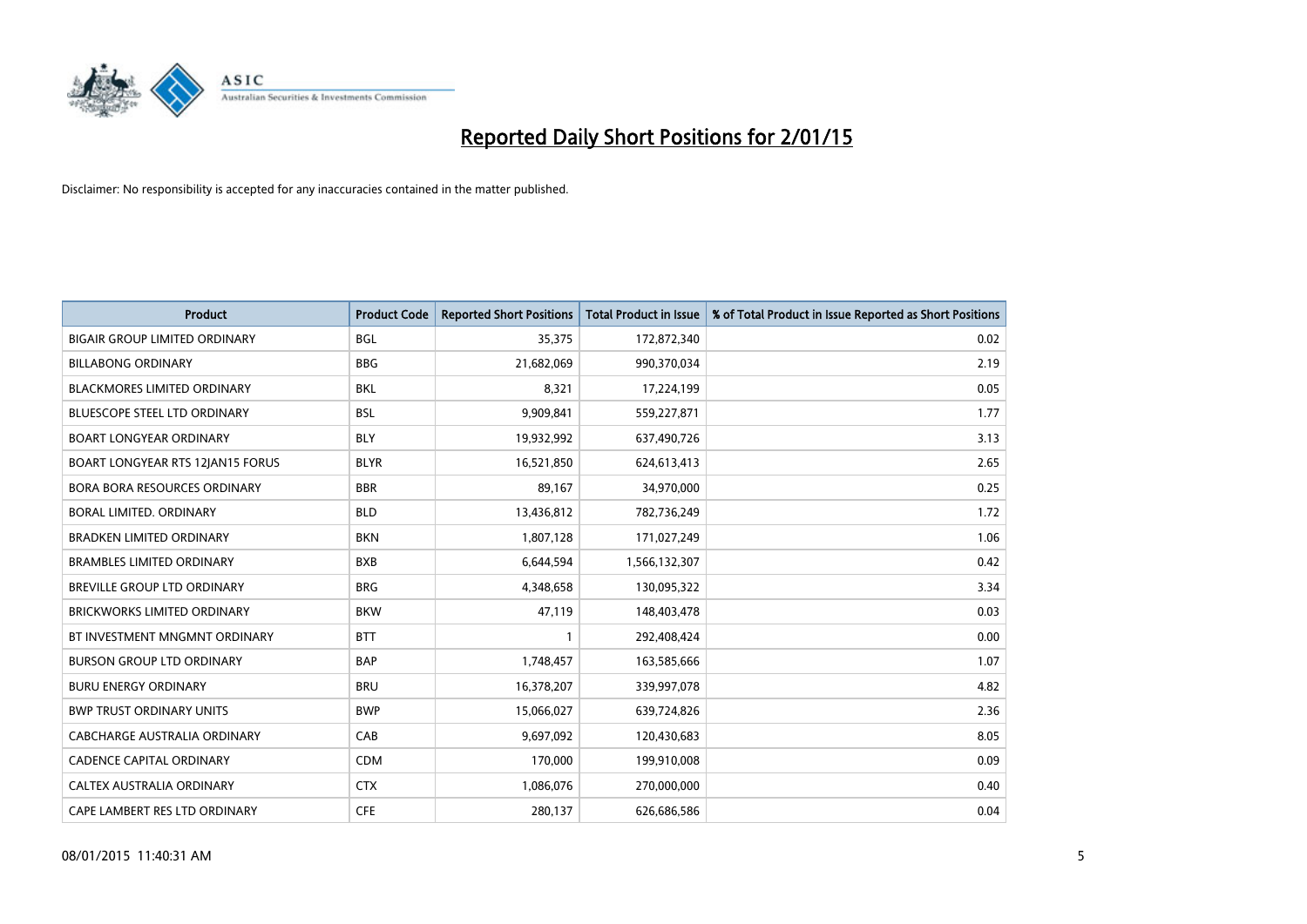# Reported Daily Short Positions for 2/01/15

Disclaimer: No responsibility is accepted for any inaccuracies contained in the matter published.

| Product | Product Code | Reported Short Positions | Total Product in Issue | % of Total Product in Issue Reported as Short Positions |
|---|---|---|---|---|
| BIGAIR GROUP LIMITED ORDINARY | BGL | 35,375 | 172,872,340 | 0.02 |
| BILLABONG ORDINARY | BBG | 21,682,069 | 990,370,034 | 2.19 |
| BLACKMORES LIMITED ORDINARY | BKL | 8,321 | 17,224,199 | 0.05 |
| BLUESCOPE STEEL LTD ORDINARY | BSL | 9,909,841 | 559,227,871 | 1.77 |
| BOART LONGYEAR ORDINARY | BLY | 19,932,992 | 637,490,726 | 3.13 |
| BOART LONGYEAR RTS 12JAN15 FORUS | BLYR | 16,521,850 | 624,613,413 | 2.65 |
| BORA BORA RESOURCES ORDINARY | BBR | 89,167 | 34,970,000 | 0.25 |
| BORAL LIMITED. ORDINARY | BLD | 13,436,812 | 782,736,249 | 1.72 |
| BRADKEN LIMITED ORDINARY | BKN | 1,807,128 | 171,027,249 | 1.06 |
| BRAMBLES LIMITED ORDINARY | BXB | 6,644,594 | 1,566,132,307 | 0.42 |
| BREVILLE GROUP LTD ORDINARY | BRG | 4,348,658 | 130,095,322 | 3.34 |
| BRICKWORKS LIMITED ORDINARY | BKW | 47,119 | 148,403,478 | 0.03 |
| BT INVESTMENT MNGMNT ORDINARY | BTT | 1 | 292,408,424 | 0.00 |
| BURSON GROUP LTD ORDINARY | BAP | 1,748,457 | 163,585,666 | 1.07 |
| BURU ENERGY ORDINARY | BRU | 16,378,207 | 339,997,078 | 4.82 |
| BWP TRUST ORDINARY UNITS | BWP | 15,066,027 | 639,724,826 | 2.36 |
| CABCHARGE AUSTRALIA ORDINARY | CAB | 9,697,092 | 120,430,683 | 8.05 |
| CADENCE CAPITAL ORDINARY | CDM | 170,000 | 199,910,008 | 0.09 |
| CALTEX AUSTRALIA ORDINARY | CTX | 1,086,076 | 270,000,000 | 0.40 |
| CAPE LAMBERT RES LTD ORDINARY | CFE | 280,137 | 626,686,586 | 0.04 |

08/01/2015 11:40:31 AM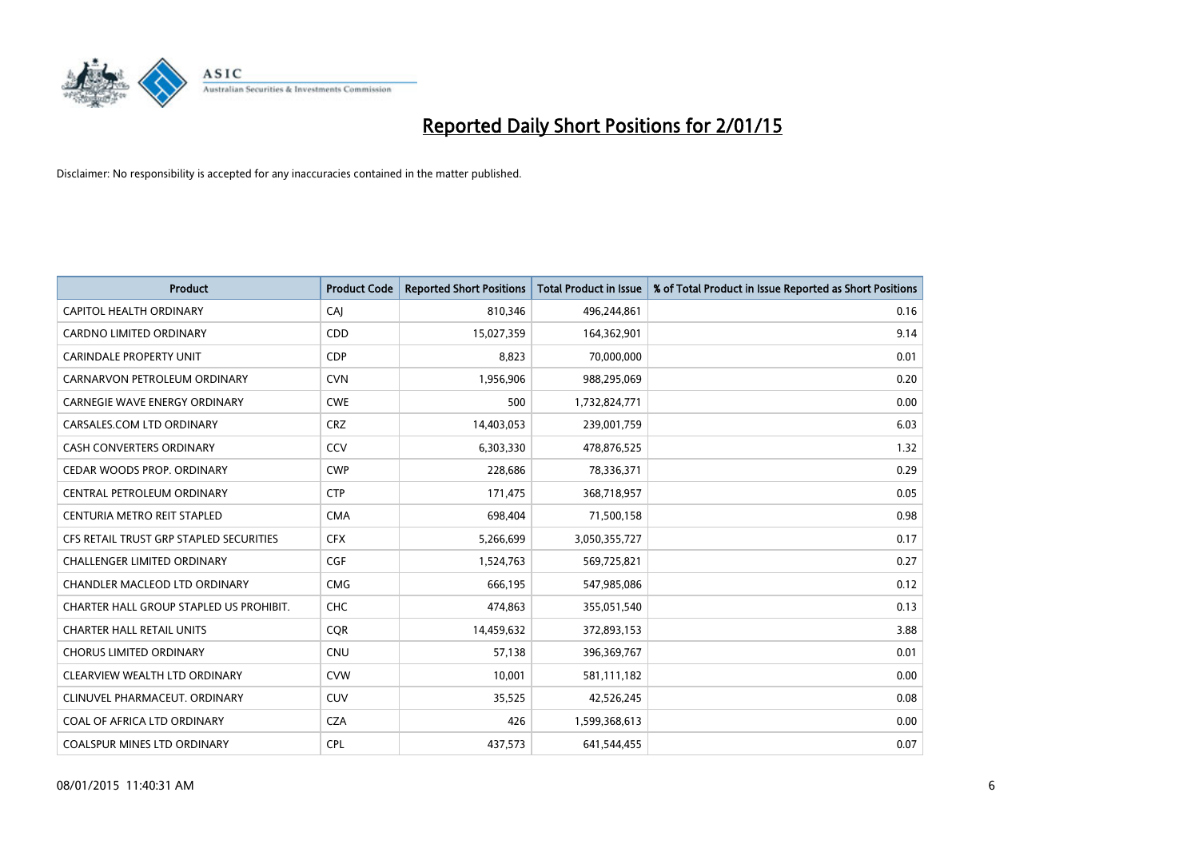# Reported Daily Short Positions for 2/01/15

Disclaimer: No responsibility is accepted for any inaccuracies contained in the matter published.

| Product | Product Code | Reported Short Positions | Total Product in Issue | % of Total Product in Issue Reported as Short Positions |
|---|---|---|---|---|
| CAPITOL HEALTH ORDINARY | CAJ | 810,346 | 496,244,861 | 0.16 |
| CARDNO LIMITED ORDINARY | CDD | 15,027,359 | 164,362,901 | 9.14 |
| CARINDALE PROPERTY UNIT | CDP | 8,823 | 70,000,000 | 0.01 |
| CARNARVON PETROLEUM ORDINARY | CVN | 1,956,906 | 988,295,069 | 0.20 |
| CARNEGIE WAVE ENERGY ORDINARY | CWE | 500 | 1,732,824,771 | 0.00 |
| CARSALES.COM LTD ORDINARY | CRZ | 14,403,053 | 239,001,759 | 6.03 |
| CASH CONVERTERS ORDINARY | CCV | 6,303,330 | 478,876,525 | 1.32 |
| CEDAR WOODS PROP. ORDINARY | CWP | 228,686 | 78,336,371 | 0.29 |
| CENTRAL PETROLEUM ORDINARY | CTP | 171,475 | 368,718,957 | 0.05 |
| CENTURIA METRO REIT STAPLED | CMA | 698,404 | 71,500,158 | 0.98 |
| CFS RETAIL TRUST GRP STAPLED SECURITIES | CFX | 5,266,699 | 3,050,355,727 | 0.17 |
| CHALLENGER LIMITED ORDINARY | CGF | 1,524,763 | 569,725,821 | 0.27 |
| CHANDLER MACLEOD LTD ORDINARY | CMG | 666,195 | 547,985,086 | 0.12 |
| CHARTER HALL GROUP STAPLED US PROHIBIT. | CHC | 474,863 | 355,051,540 | 0.13 |
| CHARTER HALL RETAIL UNITS | CQR | 14,459,632 | 372,893,153 | 3.88 |
| CHORUS LIMITED ORDINARY | CNU | 57,138 | 396,369,767 | 0.01 |
| CLEARVIEW WEALTH LTD ORDINARY | CVW | 10,001 | 581,111,182 | 0.00 |
| CLINUVEL PHARMACEUT. ORDINARY | CUV | 35,525 | 42,526,245 | 0.08 |
| COAL OF AFRICA LTD ORDINARY | CZA | 426 | 1,599,368,613 | 0.00 |
| COALSPUR MINES LTD ORDINARY | CPL | 437,573 | 641,544,455 | 0.07 |

08/01/2015 11:40:31 AM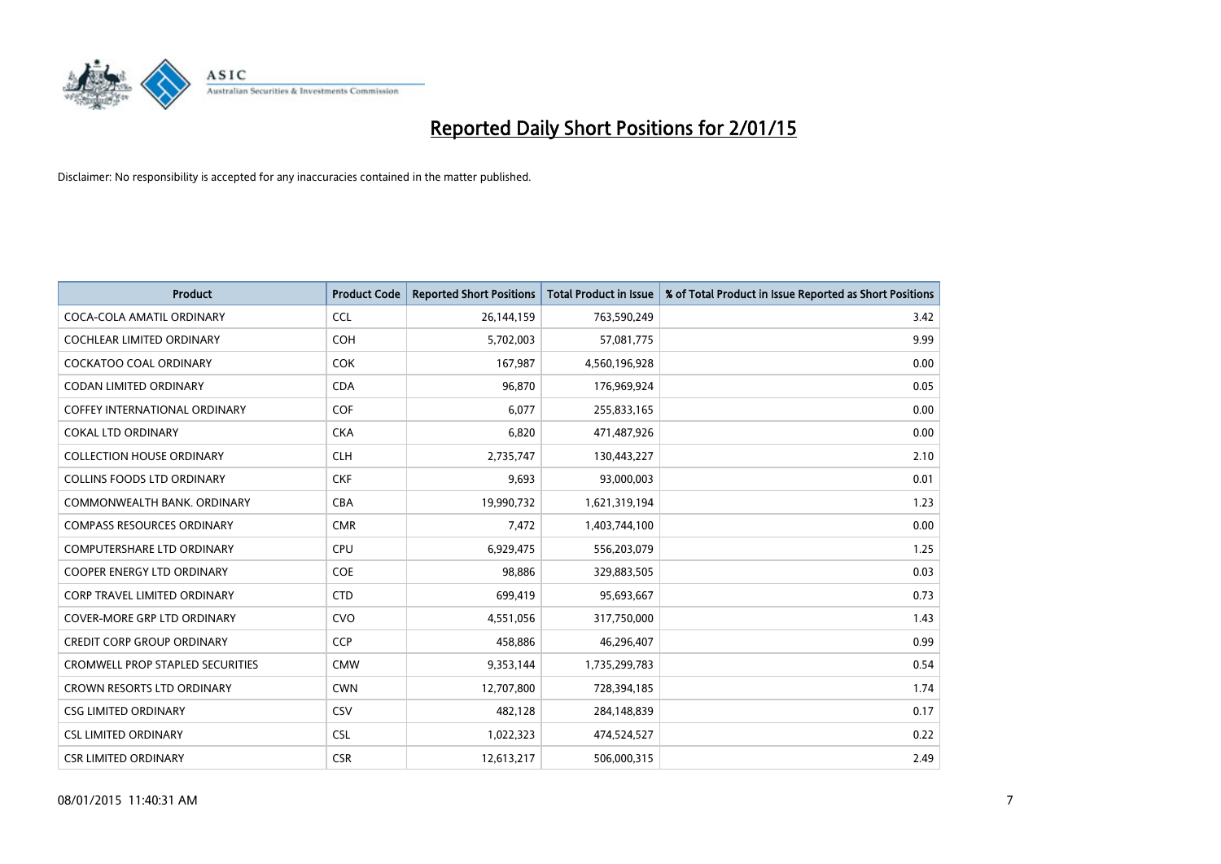# Reported Daily Short Positions for 2/01/15

Disclaimer: No responsibility is accepted for any inaccuracies contained in the matter published.

| Product | Product Code | Reported Short Positions | Total Product in Issue | % of Total Product in Issue Reported as Short Positions |
|---|---|---|---|---|
| COCA-COLA AMATIL ORDINARY | CCL | 26,144,159 | 763,590,249 | 3.42 |
| COCHLEAR LIMITED ORDINARY | COH | 5,702,003 | 57,081,775 | 9.99 |
| COCKATOO COAL ORDINARY | COK | 167,987 | 4,560,196,928 | 0.00 |
| CODAN LIMITED ORDINARY | CDA | 96,870 | 176,969,924 | 0.05 |
| COFFEY INTERNATIONAL ORDINARY | COF | 6,077 | 255,833,165 | 0.00 |
| COKAL LTD ORDINARY | CKA | 6,820 | 471,487,926 | 0.00 |
| COLLECTION HOUSE ORDINARY | CLH | 2,735,747 | 130,443,227 | 2.10 |
| COLLINS FOODS LTD ORDINARY | CKF | 9,693 | 93,000,003 | 0.01 |
| COMMONWEALTH BANK. ORDINARY | CBA | 19,990,732 | 1,621,319,194 | 1.23 |
| COMPASS RESOURCES ORDINARY | CMR | 7,472 | 1,403,744,100 | 0.00 |
| COMPUTERSHARE LTD ORDINARY | CPU | 6,929,475 | 556,203,079 | 1.25 |
| COOPER ENERGY LTD ORDINARY | COE | 98,886 | 329,883,505 | 0.03 |
| CORP TRAVEL LIMITED ORDINARY | CTD | 699,419 | 95,693,667 | 0.73 |
| COVER-MORE GRP LTD ORDINARY | CVO | 4,551,056 | 317,750,000 | 1.43 |
| CREDIT CORP GROUP ORDINARY | CCP | 458,886 | 46,296,407 | 0.99 |
| CROMWELL PROP STAPLED SECURITIES | CMW | 9,353,144 | 1,735,299,783 | 0.54 |
| CROWN RESORTS LTD ORDINARY | CWN | 12,707,800 | 728,394,185 | 1.74 |
| CSG LIMITED ORDINARY | CSV | 482,128 | 284,148,839 | 0.17 |
| CSL LIMITED ORDINARY | CSL | 1,022,323 | 474,524,527 | 0.22 |
| CSR LIMITED ORDINARY | CSR | 12,613,217 | 506,000,315 | 2.49 |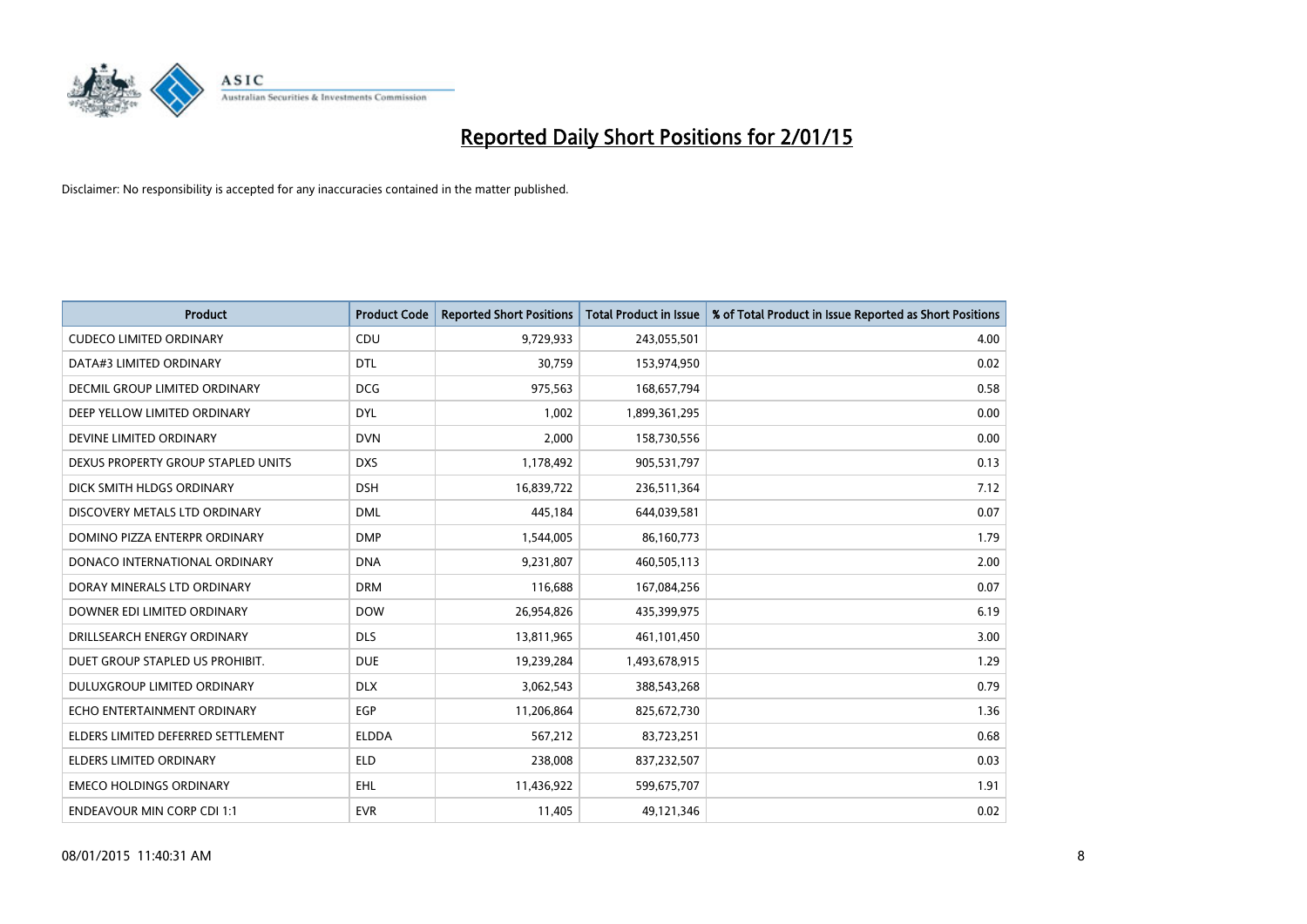# Reported Daily Short Positions for 2/01/15

Disclaimer: No responsibility is accepted for any inaccuracies contained in the matter published.

| Product | Product Code | Reported Short Positions | Total Product in Issue | % of Total Product in Issue Reported as Short Positions |
|---|---|---|---|---|
| CUDECO LIMITED ORDINARY | CDU | 9,729,933 | 243,055,501 | 4.00 |
| DATA#3 LIMITED ORDINARY | DTL | 30,759 | 153,974,950 | 0.02 |
| DECMIL GROUP LIMITED ORDINARY | DCG | 975,563 | 168,657,794 | 0.58 |
| DEEP YELLOW LIMITED ORDINARY | DYL | 1,002 | 1,899,361,295 | 0.00 |
| DEVINE LIMITED ORDINARY | DVN | 2,000 | 158,730,556 | 0.00 |
| DEXUS PROPERTY GROUP STAPLED UNITS | DXS | 1,178,492 | 905,531,797 | 0.13 |
| DICK SMITH HLDGS ORDINARY | DSH | 16,839,722 | 236,511,364 | 7.12 |
| DISCOVERY METALS LTD ORDINARY | DML | 445,184 | 644,039,581 | 0.07 |
| DOMINO PIZZA ENTERPR ORDINARY | DMP | 1,544,005 | 86,160,773 | 1.79 |
| DONACO INTERNATIONAL ORDINARY | DNA | 9,231,807 | 460,505,113 | 2.00 |
| DORAY MINERALS LTD ORDINARY | DRM | 116,688 | 167,084,256 | 0.07 |
| DOWNER EDI LIMITED ORDINARY | DOW | 26,954,826 | 435,399,975 | 6.19 |
| DRILLSEARCH ENERGY ORDINARY | DLS | 13,811,965 | 461,101,450 | 3.00 |
| DUET GROUP STAPLED US PROHIBIT. | DUE | 19,239,284 | 1,493,678,915 | 1.29 |
| DULUXGROUP LIMITED ORDINARY | DLX | 3,062,543 | 388,543,268 | 0.79 |
| ECHO ENTERTAINMENT ORDINARY | EGP | 11,206,864 | 825,672,730 | 1.36 |
| ELDERS LIMITED DEFERRED SETTLEMENT | ELDDA | 567,212 | 83,723,251 | 0.68 |
| ELDERS LIMITED ORDINARY | ELD | 238,008 | 837,232,507 | 0.03 |
| EMECO HOLDINGS ORDINARY | EHL | 11,436,922 | 599,675,707 | 1.91 |
| ENDEAVOUR MIN CORP CDI 1:1 | EVR | 11,405 | 49,121,346 | 0.02 |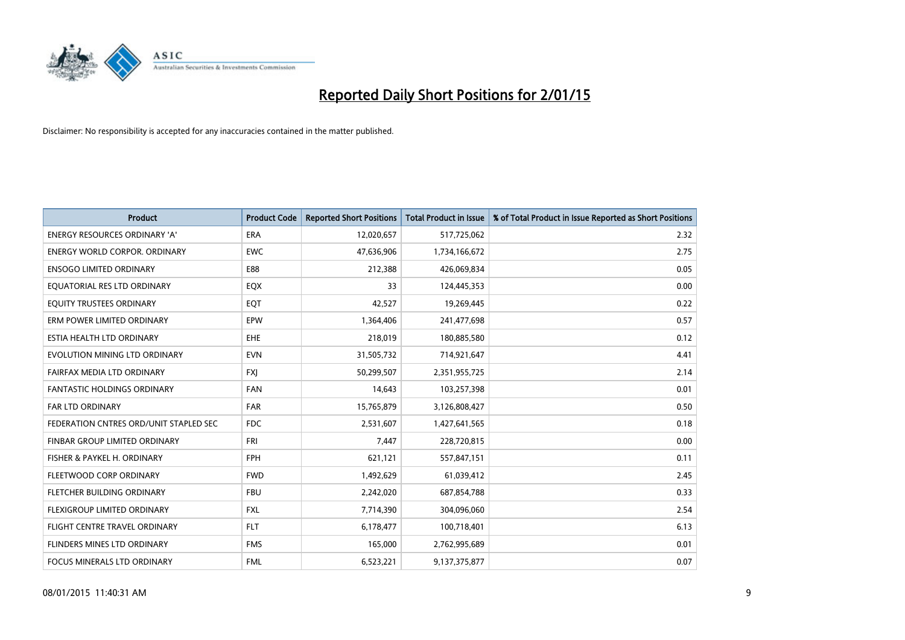# Reported Daily Short Positions for 2/01/15

Disclaimer: No responsibility is accepted for any inaccuracies contained in the matter published.

| Product | Product Code | Reported Short Positions | Total Product in Issue | % of Total Product in Issue Reported as Short Positions |
|---|---|---|---|---|
| ENERGY RESOURCES ORDINARY 'A' | ERA | 12,020,657 | 517,725,062 | 2.32 |
| ENERGY WORLD CORPOR. ORDINARY | EWC | 47,636,906 | 1,734,166,672 | 2.75 |
| ENSOGO LIMITED ORDINARY | E88 | 212,388 | 426,069,834 | 0.05 |
| EQUATORIAL RES LTD ORDINARY | EQX | 33 | 124,445,353 | 0.00 |
| EQUITY TRUSTEES ORDINARY | EQT | 42,527 | 19,269,445 | 0.22 |
| ERM POWER LIMITED ORDINARY | EPW | 1,364,406 | 241,477,698 | 0.57 |
| ESTIA HEALTH LTD ORDINARY | EHE | 218,019 | 180,885,580 | 0.12 |
| EVOLUTION MINING LTD ORDINARY | EVN | 31,505,732 | 714,921,647 | 4.41 |
| FAIRFAX MEDIA LTD ORDINARY | FXJ | 50,299,507 | 2,351,955,725 | 2.14 |
| FANTASTIC HOLDINGS ORDINARY | FAN | 14,643 | 103,257,398 | 0.01 |
| FAR LTD ORDINARY | FAR | 15,765,879 | 3,126,808,427 | 0.50 |
| FEDERATION CNTRES ORD/UNIT STAPLED SEC | FDC | 2,531,607 | 1,427,641,565 | 0.18 |
| FINBAR GROUP LIMITED ORDINARY | FRI | 7,447 | 228,720,815 | 0.00 |
| FISHER & PAYKEL H. ORDINARY | FPH | 621,121 | 557,847,151 | 0.11 |
| FLEETWOOD CORP ORDINARY | FWD | 1,492,629 | 61,039,412 | 2.45 |
| FLETCHER BUILDING ORDINARY | FBU | 2,242,020 | 687,854,788 | 0.33 |
| FLEXIGROUP LIMITED ORDINARY | FXL | 7,714,390 | 304,096,060 | 2.54 |
| FLIGHT CENTRE TRAVEL ORDINARY | FLT | 6,178,477 | 100,718,401 | 6.13 |
| FLINDERS MINES LTD ORDINARY | FMS | 165,000 | 2,762,995,689 | 0.01 |
| FOCUS MINERALS LTD ORDINARY | FML | 6,523,221 | 9,137,375,877 | 0.07 |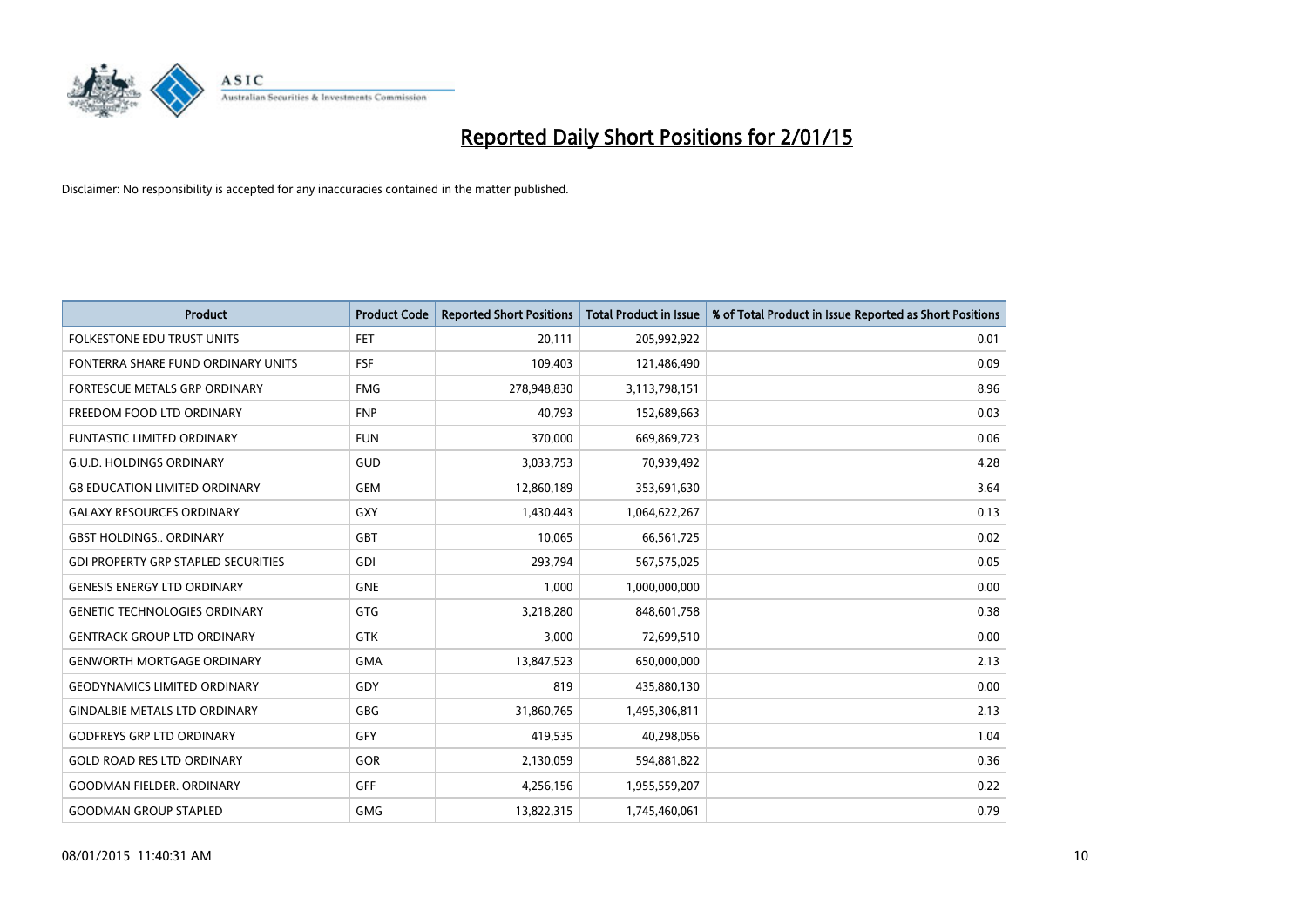# Reported Daily Short Positions for 2/01/15

Disclaimer: No responsibility is accepted for any inaccuracies contained in the matter published.

| Product | Product Code | Reported Short Positions | Total Product in Issue | % of Total Product in Issue Reported as Short Positions |
|---|---|---|---|---|
| FOLKESTONE EDU TRUST UNITS | FET | 20,111 | 205,992,922 | 0.01 |
| FONTERRA SHARE FUND ORDINARY UNITS | FSF | 109,403 | 121,486,490 | 0.09 |
| FORTESCUE METALS GRP ORDINARY | FMG | 278,948,830 | 3,113,798,151 | 8.96 |
| FREEDOM FOOD LTD ORDINARY | FNP | 40,793 | 152,689,663 | 0.03 |
| FUNTASTIC LIMITED ORDINARY | FUN | 370,000 | 669,869,723 | 0.06 |
| G.U.D. HOLDINGS ORDINARY | GUD | 3,033,753 | 70,939,492 | 4.28 |
| G8 EDUCATION LIMITED ORDINARY | GEM | 12,860,189 | 353,691,630 | 3.64 |
| GALAXY RESOURCES ORDINARY | GXY | 1,430,443 | 1,064,622,267 | 0.13 |
| GBST HOLDINGS.. ORDINARY | GBT | 10,065 | 66,561,725 | 0.02 |
| GDI PROPERTY GRP STAPLED SECURITIES | GDI | 293,794 | 567,575,025 | 0.05 |
| GENESIS ENERGY LTD ORDINARY | GNE | 1,000 | 1,000,000,000 | 0.00 |
| GENETIC TECHNOLOGIES ORDINARY | GTG | 3,218,280 | 848,601,758 | 0.38 |
| GENTRACK GROUP LTD ORDINARY | GTK | 3,000 | 72,699,510 | 0.00 |
| GENWORTH MORTGAGE ORDINARY | GMA | 13,847,523 | 650,000,000 | 2.13 |
| GEODYNAMICS LIMITED ORDINARY | GDY | 819 | 435,880,130 | 0.00 |
| GINDALBIE METALS LTD ORDINARY | GBG | 31,860,765 | 1,495,306,811 | 2.13 |
| GODFREYS GRP LTD ORDINARY | GFY | 419,535 | 40,298,056 | 1.04 |
| GOLD ROAD RES LTD ORDINARY | GOR | 2,130,059 | 594,881,822 | 0.36 |
| GOODMAN FIELDER. ORDINARY | GFF | 4,256,156 | 1,955,559,207 | 0.22 |
| GOODMAN GROUP STAPLED | GMG | 13,822,315 | 1,745,460,061 | 0.79 |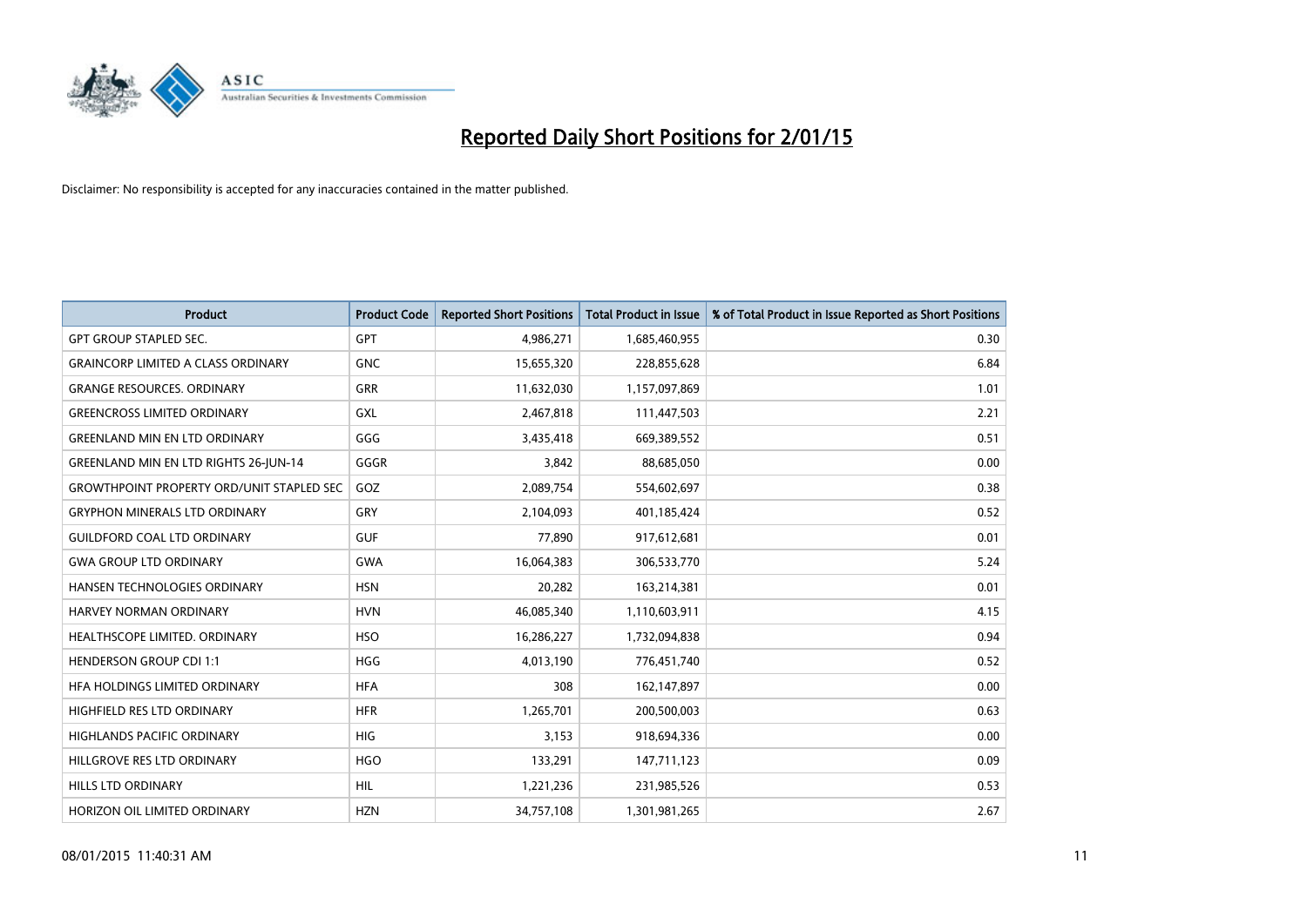# Reported Daily Short Positions for 2/01/15

Disclaimer: No responsibility is accepted for any inaccuracies contained in the matter published.

| Product | Product Code | Reported Short Positions | Total Product in Issue | % of Total Product in Issue Reported as Short Positions |
|---|---|---|---|---|
| GPT GROUP STAPLED SEC. | GPT | 4,986,271 | 1,685,460,955 | 0.30 |
| GRAINCORP LIMITED A CLASS ORDINARY | GNC | 15,655,320 | 228,855,628 | 6.84 |
| GRANGE RESOURCES. ORDINARY | GRR | 11,632,030 | 1,157,097,869 | 1.01 |
| GREENCROSS LIMITED ORDINARY | GXL | 2,467,818 | 111,447,503 | 2.21 |
| GREENLAND MIN EN LTD ORDINARY | GGG | 3,435,418 | 669,389,552 | 0.51 |
| GREENLAND MIN EN LTD RIGHTS 26-JUN-14 | GGGR | 3,842 | 88,685,050 | 0.00 |
| GROWTHPOINT PROPERTY ORD/UNIT STAPLED SEC | GOZ | 2,089,754 | 554,602,697 | 0.38 |
| GRYPHON MINERALS LTD ORDINARY | GRY | 2,104,093 | 401,185,424 | 0.52 |
| GUILDFORD COAL LTD ORDINARY | GUF | 77,890 | 917,612,681 | 0.01 |
| GWA GROUP LTD ORDINARY | GWA | 16,064,383 | 306,533,770 | 5.24 |
| HANSEN TECHNOLOGIES ORDINARY | HSN | 20,282 | 163,214,381 | 0.01 |
| HARVEY NORMAN ORDINARY | HVN | 46,085,340 | 1,110,603,911 | 4.15 |
| HEALTHSCOPE LIMITED. ORDINARY | HSO | 16,286,227 | 1,732,094,838 | 0.94 |
| HENDERSON GROUP CDI 1:1 | HGG | 4,013,190 | 776,451,740 | 0.52 |
| HFA HOLDINGS LIMITED ORDINARY | HFA | 308 | 162,147,897 | 0.00 |
| HIGHFIELD RES LTD ORDINARY | HFR | 1,265,701 | 200,500,003 | 0.63 |
| HIGHLANDS PACIFIC ORDINARY | HIG | 3,153 | 918,694,336 | 0.00 |
| HILLGROVE RES LTD ORDINARY | HGO | 133,291 | 147,711,123 | 0.09 |
| HILLS LTD ORDINARY | HIL | 1,221,236 | 231,985,526 | 0.53 |
| HORIZON OIL LIMITED ORDINARY | HZN | 34,757,108 | 1,301,981,265 | 2.67 |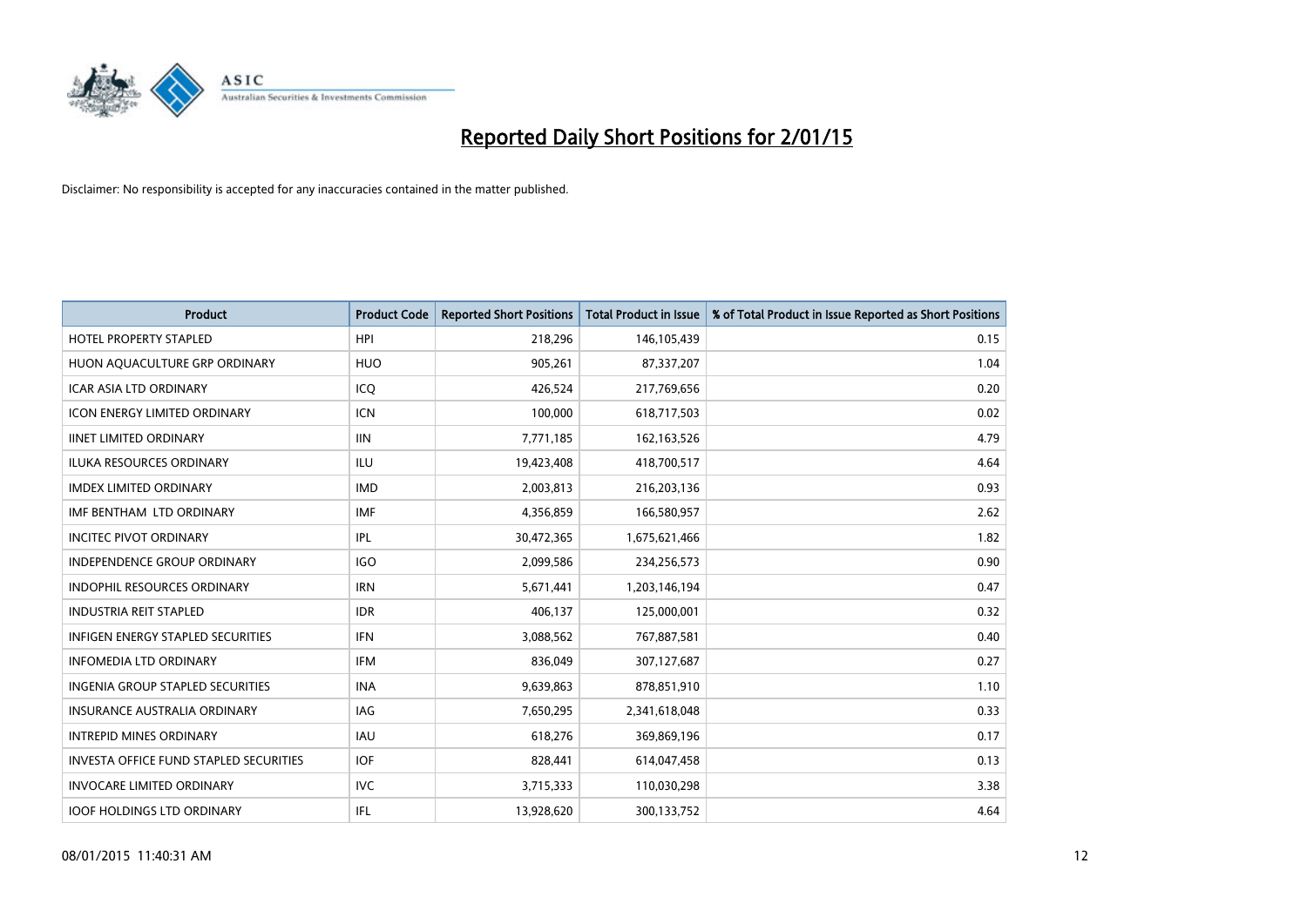# Reported Daily Short Positions for 2/01/15

Disclaimer: No responsibility is accepted for any inaccuracies contained in the matter published.

| Product | Product Code | Reported Short Positions | Total Product in Issue | % of Total Product in Issue Reported as Short Positions |
|---|---|---|---|---|
| HOTEL PROPERTY STAPLED | HPI | 218,296 | 146,105,439 | 0.15 |
| HUON AQUACULTURE GRP ORDINARY | HUO | 905,261 | 87,337,207 | 1.04 |
| ICAR ASIA LTD ORDINARY | ICQ | 426,524 | 217,769,656 | 0.20 |
| ICON ENERGY LIMITED ORDINARY | ICN | 100,000 | 618,717,503 | 0.02 |
| IINET LIMITED ORDINARY | IIN | 7,771,185 | 162,163,526 | 4.79 |
| ILUKA RESOURCES ORDINARY | ILU | 19,423,408 | 418,700,517 | 4.64 |
| IMDEX LIMITED ORDINARY | IMD | 2,003,813 | 216,203,136 | 0.93 |
| IMF BENTHAM LTD ORDINARY | IMF | 4,356,859 | 166,580,957 | 2.62 |
| INCITEC PIVOT ORDINARY | IPL | 30,472,365 | 1,675,621,466 | 1.82 |
| INDEPENDENCE GROUP ORDINARY | IGO | 2,099,586 | 234,256,573 | 0.90 |
| INDOPHIL RESOURCES ORDINARY | IRN | 5,671,441 | 1,203,146,194 | 0.47 |
| INDUSTRIA REIT STAPLED | IDR | 406,137 | 125,000,001 | 0.32 |
| INFIGEN ENERGY STAPLED SECURITIES | IFN | 3,088,562 | 767,887,581 | 0.40 |
| INFOMEDIA LTD ORDINARY | IFM | 836,049 | 307,127,687 | 0.27 |
| INGENIA GROUP STAPLED SECURITIES | INA | 9,639,863 | 878,851,910 | 1.10 |
| INSURANCE AUSTRALIA ORDINARY | IAG | 7,650,295 | 2,341,618,048 | 0.33 |
| INTREPID MINES ORDINARY | IAU | 618,276 | 369,869,196 | 0.17 |
| INVESTA OFFICE FUND STAPLED SECURITIES | IOF | 828,441 | 614,047,458 | 0.13 |
| INVOCARE LIMITED ORDINARY | IVC | 3,715,333 | 110,030,298 | 3.38 |
| IOOF HOLDINGS LTD ORDINARY | IFL | 13,928,620 | 300,133,752 | 4.64 |

08/01/2015 11:40:31 AM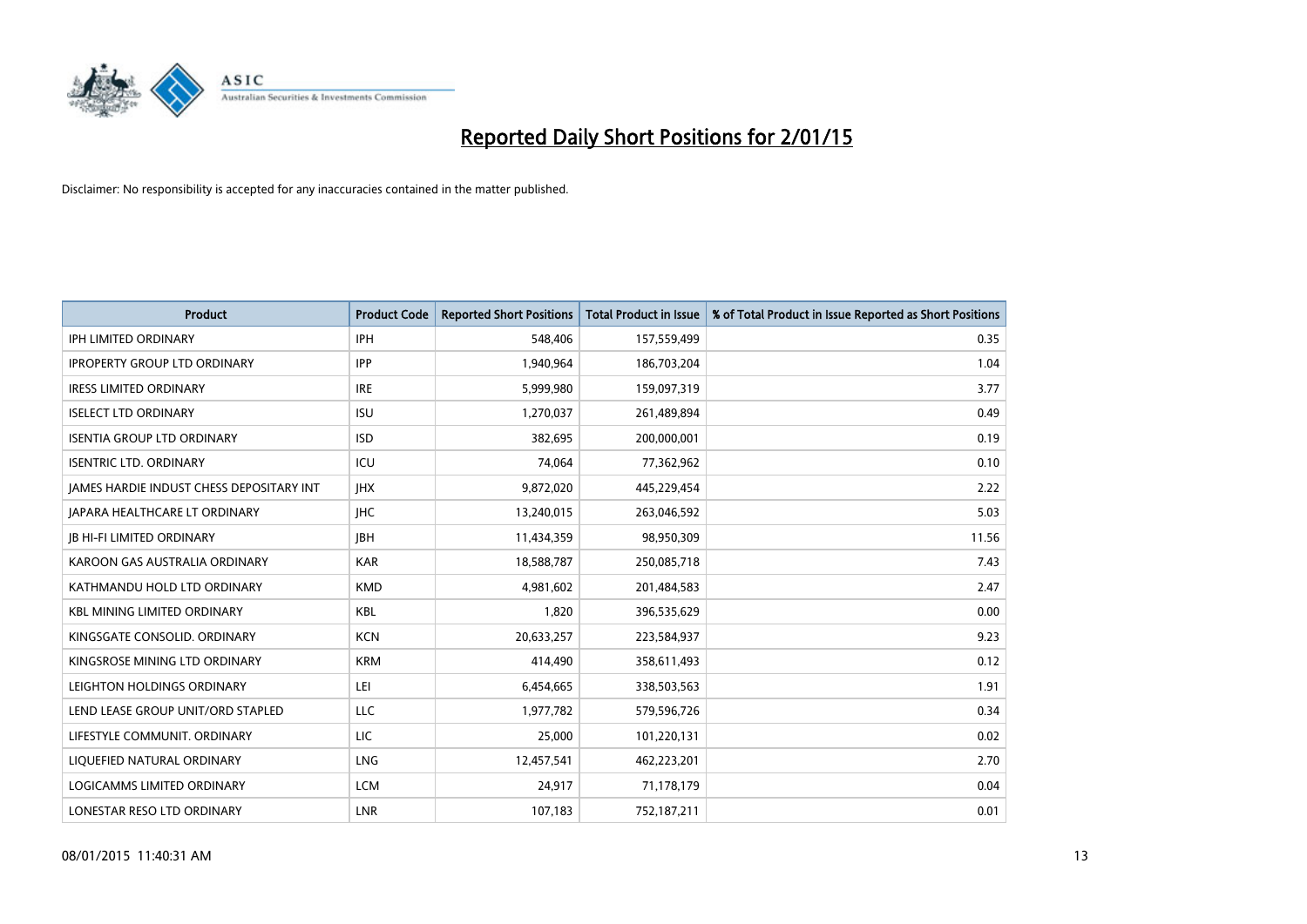# Reported Daily Short Positions for 2/01/15

Disclaimer: No responsibility is accepted for any inaccuracies contained in the matter published.

| Product | Product Code | Reported Short Positions | Total Product in Issue | % of Total Product in Issue Reported as Short Positions |
|---|---|---|---|---|
| IPH LIMITED ORDINARY | IPH | 548,406 | 157,559,499 | 0.35 |
| IPROPERTY GROUP LTD ORDINARY | IPP | 1,940,964 | 186,703,204 | 1.04 |
| IRESS LIMITED ORDINARY | IRE | 5,999,980 | 159,097,319 | 3.77 |
| ISELECT LTD ORDINARY | ISU | 1,270,037 | 261,489,894 | 0.49 |
| ISENTIA GROUP LTD ORDINARY | ISD | 382,695 | 200,000,001 | 0.19 |
| ISENTRIC LTD. ORDINARY | ICU | 74,064 | 77,362,962 | 0.10 |
| JAMES HARDIE INDUST CHESS DEPOSITARY INT | JHX | 9,872,020 | 445,229,454 | 2.22 |
| JAPARA HEALTHCARE LT ORDINARY | JHC | 13,240,015 | 263,046,592 | 5.03 |
| JB HI-FI LIMITED ORDINARY | JBH | 11,434,359 | 98,950,309 | 11.56 |
| KAROON GAS AUSTRALIA ORDINARY | KAR | 18,588,787 | 250,085,718 | 7.43 |
| KATHMANDU HOLD LTD ORDINARY | KMD | 4,981,602 | 201,484,583 | 2.47 |
| KBL MINING LIMITED ORDINARY | KBL | 1,820 | 396,535,629 | 0.00 |
| KINGSGATE CONSOLID. ORDINARY | KCN | 20,633,257 | 223,584,937 | 9.23 |
| KINGSROSE MINING LTD ORDINARY | KRM | 414,490 | 358,611,493 | 0.12 |
| LEIGHTON HOLDINGS ORDINARY | LEI | 6,454,665 | 338,503,563 | 1.91 |
| LEND LEASE GROUP UNIT/ORD STAPLED | LLC | 1,977,782 | 579,596,726 | 0.34 |
| LIFESTYLE COMMUNIT. ORDINARY | LIC | 25,000 | 101,220,131 | 0.02 |
| LIQUEFIED NATURAL ORDINARY | LNG | 12,457,541 | 462,223,201 | 2.70 |
| LOGICAMMS LIMITED ORDINARY | LCM | 24,917 | 71,178,179 | 0.04 |
| LONESTAR RESO LTD ORDINARY | LNR | 107,183 | 752,187,211 | 0.01 |

08/01/2015 11:40:31 AM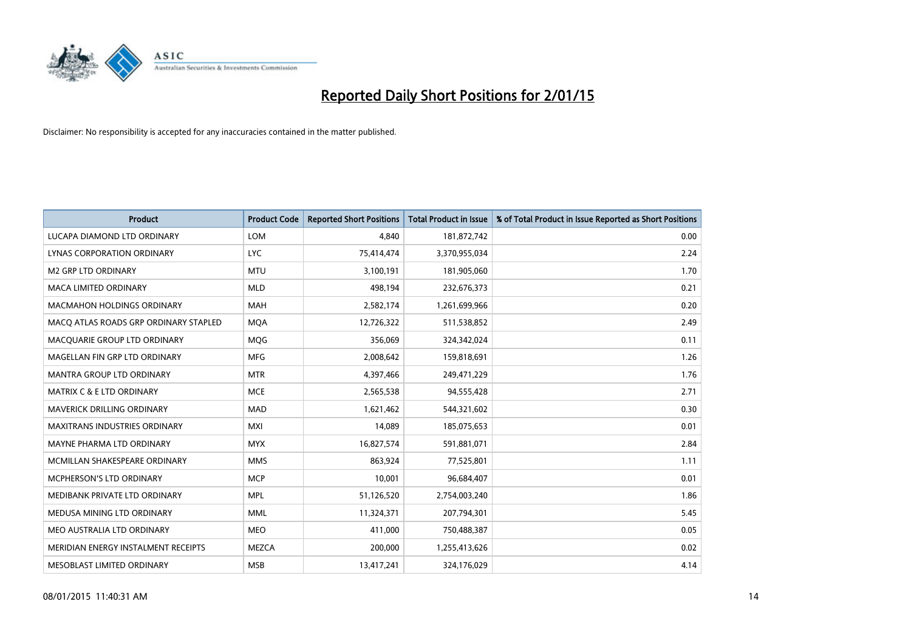# Reported Daily Short Positions for 2/01/15

Disclaimer: No responsibility is accepted for any inaccuracies contained in the matter published.

| Product | Product Code | Reported Short Positions | Total Product in Issue | % of Total Product in Issue Reported as Short Positions |
|---|---|---|---|---|
| LUCAPA DIAMOND LTD ORDINARY | LOM | 4,840 | 181,872,742 | 0.00 |
| LYNAS CORPORATION ORDINARY | LYC | 75,414,474 | 3,370,955,034 | 2.24 |
| M2 GRP LTD ORDINARY | MTU | 3,100,191 | 181,905,060 | 1.70 |
| MACA LIMITED ORDINARY | MLD | 498,194 | 232,676,373 | 0.21 |
| MACMAHON HOLDINGS ORDINARY | MAH | 2,582,174 | 1,261,699,966 | 0.20 |
| MACQ ATLAS ROADS GRP ORDINARY STAPLED | MQA | 12,726,322 | 511,538,852 | 2.49 |
| MACQUARIE GROUP LTD ORDINARY | MQG | 356,069 | 324,342,024 | 0.11 |
| MAGELLAN FIN GRP LTD ORDINARY | MFG | 2,008,642 | 159,818,691 | 1.26 |
| MANTRA GROUP LTD ORDINARY | MTR | 4,397,466 | 249,471,229 | 1.76 |
| MATRIX C & E LTD ORDINARY | MCE | 2,565,538 | 94,555,428 | 2.71 |
| MAVERICK DRILLING ORDINARY | MAD | 1,621,462 | 544,321,602 | 0.30 |
| MAXITRANS INDUSTRIES ORDINARY | MXI | 14,089 | 185,075,653 | 0.01 |
| MAYNE PHARMA LTD ORDINARY | MYX | 16,827,574 | 591,881,071 | 2.84 |
| MCMILLAN SHAKESPEARE ORDINARY | MMS | 863,924 | 77,525,801 | 1.11 |
| MCPHERSON'S LTD ORDINARY | MCP | 10,001 | 96,684,407 | 0.01 |
| MEDIBANK PRIVATE LTD ORDINARY | MPL | 51,126,520 | 2,754,003,240 | 1.86 |
| MEDUSA MINING LTD ORDINARY | MML | 11,324,371 | 207,794,301 | 5.45 |
| MEO AUSTRALIA LTD ORDINARY | MEO | 411,000 | 750,488,387 | 0.05 |
| MERIDIAN ENERGY INSTALMENT RECEIPTS | MEZCA | 200,000 | 1,255,413,626 | 0.02 |
| MESOBLAST LIMITED ORDINARY | MSB | 13,417,241 | 324,176,029 | 4.14 |

08/01/2015 11:40:31 AM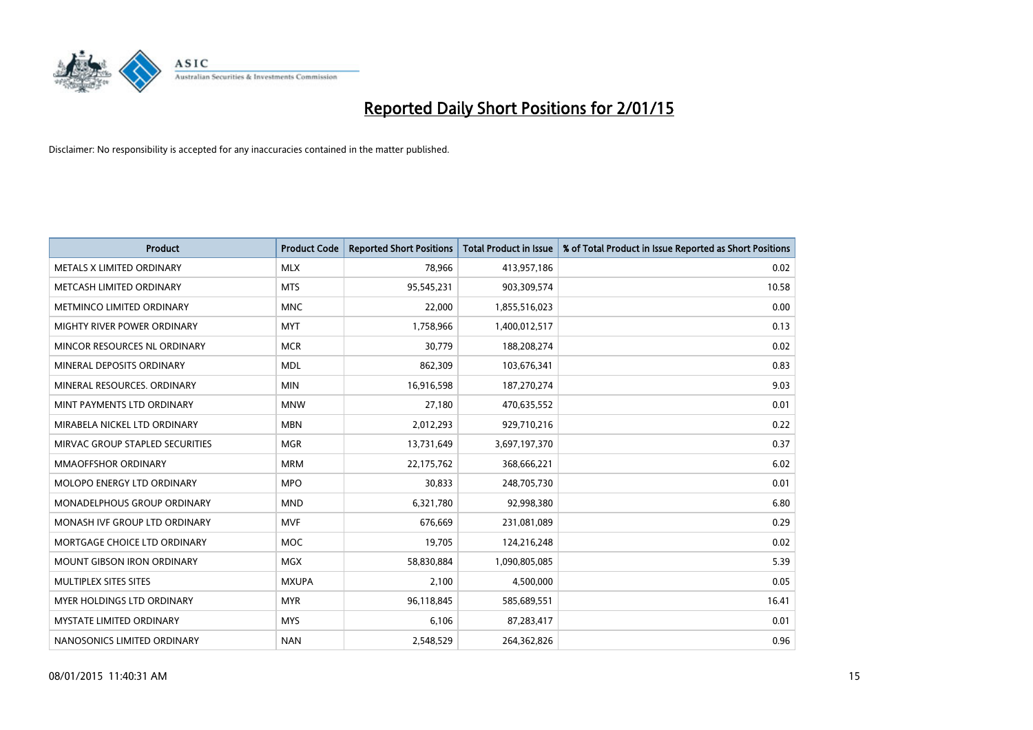# Reported Daily Short Positions for 2/01/15

Disclaimer: No responsibility is accepted for any inaccuracies contained in the matter published.

| Product | Product Code | Reported Short Positions | Total Product in Issue | % of Total Product in Issue Reported as Short Positions |
|---|---|---|---|---|
| METALS X LIMITED ORDINARY | MLX | 78,966 | 413,957,186 | 0.02 |
| METCASH LIMITED ORDINARY | MTS | 95,545,231 | 903,309,574 | 10.58 |
| METMINCO LIMITED ORDINARY | MNC | 22,000 | 1,855,516,023 | 0.00 |
| MIGHTY RIVER POWER ORDINARY | MYT | 1,758,966 | 1,400,012,517 | 0.13 |
| MINCOR RESOURCES NL ORDINARY | MCR | 30,779 | 188,208,274 | 0.02 |
| MINERAL DEPOSITS ORDINARY | MDL | 862,309 | 103,676,341 | 0.83 |
| MINERAL RESOURCES. ORDINARY | MIN | 16,916,598 | 187,270,274 | 9.03 |
| MINT PAYMENTS LTD ORDINARY | MNW | 27,180 | 470,635,552 | 0.01 |
| MIRABELA NICKEL LTD ORDINARY | MBN | 2,012,293 | 929,710,216 | 0.22 |
| MIRVAC GROUP STAPLED SECURITIES | MGR | 13,731,649 | 3,697,197,370 | 0.37 |
| MMAOFFSHOR ORDINARY | MRM | 22,175,762 | 368,666,221 | 6.02 |
| MOLOPO ENERGY LTD ORDINARY | MPO | 30,833 | 248,705,730 | 0.01 |
| MONADELPHOUS GROUP ORDINARY | MND | 6,321,780 | 92,998,380 | 6.80 |
| MONASH IVF GROUP LTD ORDINARY | MVF | 676,669 | 231,081,089 | 0.29 |
| MORTGAGE CHOICE LTD ORDINARY | MOC | 19,705 | 124,216,248 | 0.02 |
| MOUNT GIBSON IRON ORDINARY | MGX | 58,830,884 | 1,090,805,085 | 5.39 |
| MULTIPLEX SITES SITES | MXUPA | 2,100 | 4,500,000 | 0.05 |
| MYER HOLDINGS LTD ORDINARY | MYR | 96,118,845 | 585,689,551 | 16.41 |
| MYSTATE LIMITED ORDINARY | MYS | 6,106 | 87,283,417 | 0.01 |
| NANOSONICS LIMITED ORDINARY | NAN | 2,548,529 | 264,362,826 | 0.96 |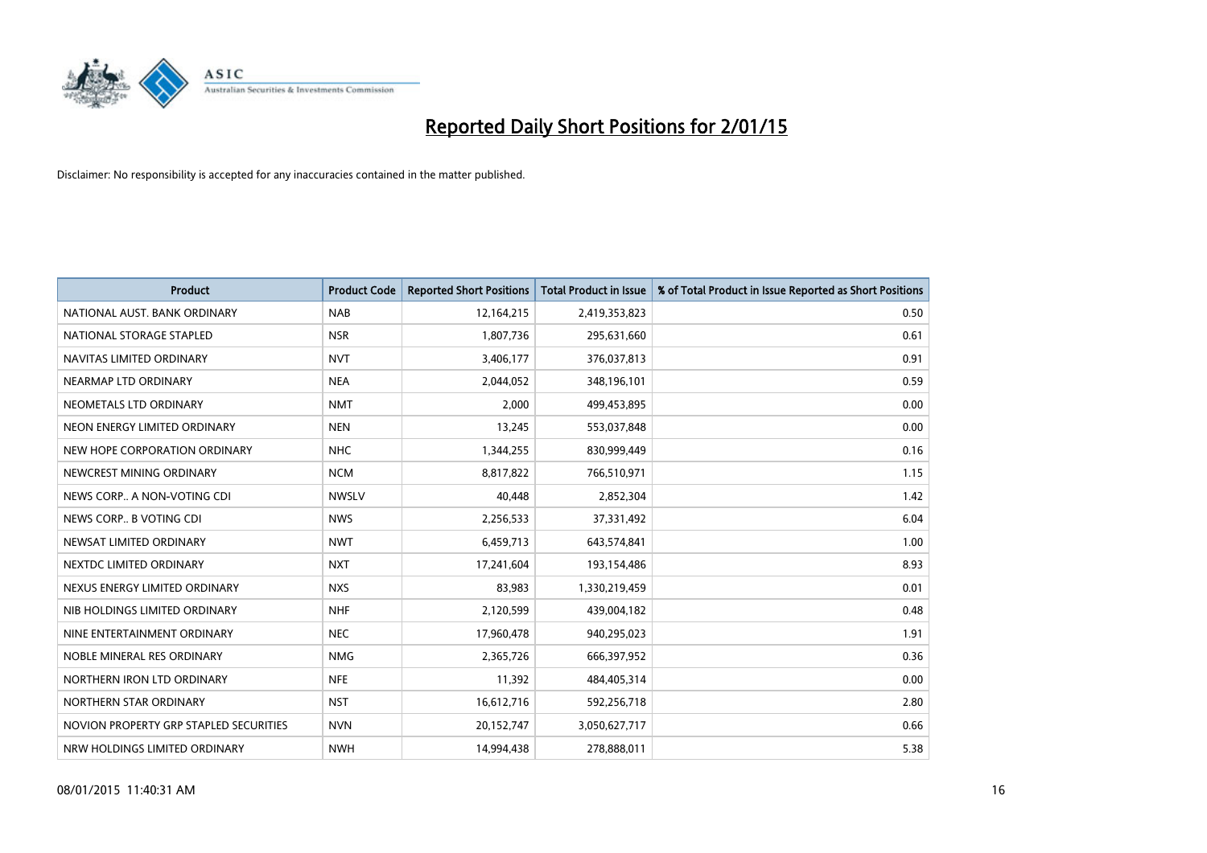# Reported Daily Short Positions for 2/01/15

Disclaimer: No responsibility is accepted for any inaccuracies contained in the matter published.

| Product | Product Code | Reported Short Positions | Total Product in Issue | % of Total Product in Issue Reported as Short Positions |
|---|---|---|---|---|
| NATIONAL AUST. BANK ORDINARY | NAB | 12,164,215 | 2,419,353,823 | 0.50 |
| NATIONAL STORAGE STAPLED | NSR | 1,807,736 | 295,631,660 | 0.61 |
| NAVITAS LIMITED ORDINARY | NVT | 3,406,177 | 376,037,813 | 0.91 |
| NEARMAP LTD ORDINARY | NEA | 2,044,052 | 348,196,101 | 0.59 |
| NEOMETALS LTD ORDINARY | NMT | 2,000 | 499,453,895 | 0.00 |
| NEON ENERGY LIMITED ORDINARY | NEN | 13,245 | 553,037,848 | 0.00 |
| NEW HOPE CORPORATION ORDINARY | NHC | 1,344,255 | 830,999,449 | 0.16 |
| NEWCREST MINING ORDINARY | NCM | 8,817,822 | 766,510,971 | 1.15 |
| NEWS CORP.. A NON-VOTING CDI | NWSLV | 40,448 | 2,852,304 | 1.42 |
| NEWS CORP.. B VOTING CDI | NWS | 2,256,533 | 37,331,492 | 6.04 |
| NEWSAT LIMITED ORDINARY | NWT | 6,459,713 | 643,574,841 | 1.00 |
| NEXTDC LIMITED ORDINARY | NXT | 17,241,604 | 193,154,486 | 8.93 |
| NEXUS ENERGY LIMITED ORDINARY | NXS | 83,983 | 1,330,219,459 | 0.01 |
| NIB HOLDINGS LIMITED ORDINARY | NHF | 2,120,599 | 439,004,182 | 0.48 |
| NINE ENTERTAINMENT ORDINARY | NEC | 17,960,478 | 940,295,023 | 1.91 |
| NOBLE MINERAL RES ORDINARY | NMG | 2,365,726 | 666,397,952 | 0.36 |
| NORTHERN IRON LTD ORDINARY | NFE | 11,392 | 484,405,314 | 0.00 |
| NORTHERN STAR ORDINARY | NST | 16,612,716 | 592,256,718 | 2.80 |
| NOVION PROPERTY GRP STAPLED SECURITIES | NVN | 20,152,747 | 3,050,627,717 | 0.66 |
| NRW HOLDINGS LIMITED ORDINARY | NWH | 14,994,438 | 278,888,011 | 5.38 |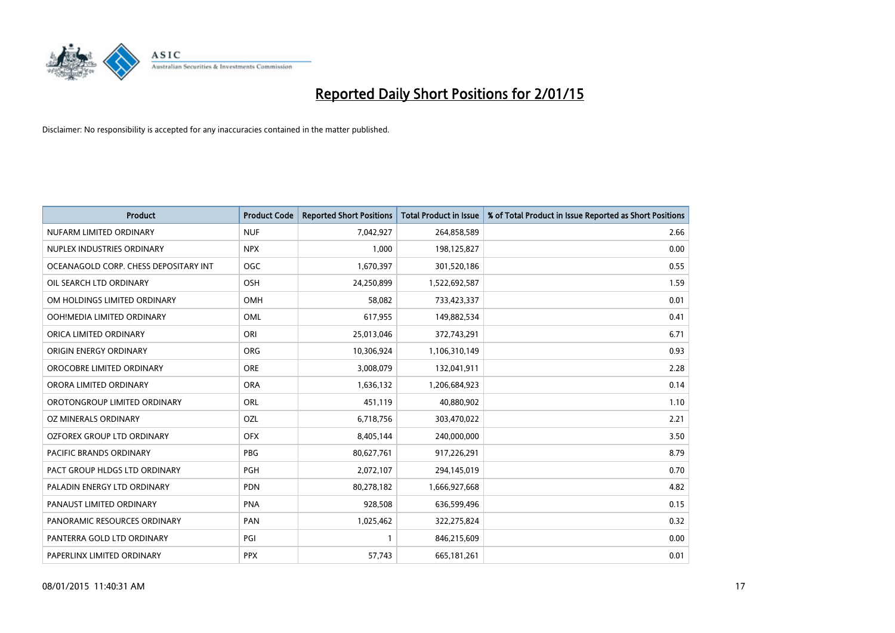# Reported Daily Short Positions for 2/01/15

Disclaimer: No responsibility is accepted for any inaccuracies contained in the matter published.

| Product | Product Code | Reported Short Positions | Total Product in Issue | % of Total Product in Issue Reported as Short Positions |
|---|---|---|---|---|
| NUFARM LIMITED ORDINARY | NUF | 7,042,927 | 264,858,589 | 2.66 |
| NUPLEX INDUSTRIES ORDINARY | NPX | 1,000 | 198,125,827 | 0.00 |
| OCEANAGOLD CORP. CHESS DEPOSITARY INT | OGC | 1,670,397 | 301,520,186 | 0.55 |
| OIL SEARCH LTD ORDINARY | OSH | 24,250,899 | 1,522,692,587 | 1.59 |
| OM HOLDINGS LIMITED ORDINARY | OMH | 58,082 | 733,423,337 | 0.01 |
| OOH!MEDIA LIMITED ORDINARY | OML | 617,955 | 149,882,534 | 0.41 |
| ORICA LIMITED ORDINARY | ORI | 25,013,046 | 372,743,291 | 6.71 |
| ORIGIN ENERGY ORDINARY | ORG | 10,306,924 | 1,106,310,149 | 0.93 |
| OROCOBRE LIMITED ORDINARY | ORE | 3,008,079 | 132,041,911 | 2.28 |
| ORORA LIMITED ORDINARY | ORA | 1,636,132 | 1,206,684,923 | 0.14 |
| OROTONGROUP LIMITED ORDINARY | ORL | 451,119 | 40,880,902 | 1.10 |
| OZ MINERALS ORDINARY | OZL | 6,718,756 | 303,470,022 | 2.21 |
| OZFOREX GROUP LTD ORDINARY | OFX | 8,405,144 | 240,000,000 | 3.50 |
| PACIFIC BRANDS ORDINARY | PBG | 80,627,761 | 917,226,291 | 8.79 |
| PACT GROUP HLDGS LTD ORDINARY | PGH | 2,072,107 | 294,145,019 | 0.70 |
| PALADIN ENERGY LTD ORDINARY | PDN | 80,278,182 | 1,666,927,668 | 4.82 |
| PANAUST LIMITED ORDINARY | PNA | 928,508 | 636,599,496 | 0.15 |
| PANORAMIC RESOURCES ORDINARY | PAN | 1,025,462 | 322,275,824 | 0.32 |
| PANTERRA GOLD LTD ORDINARY | PGI | 1 | 846,215,609 | 0.00 |
| PAPERLINX LIMITED ORDINARY | PPX | 57,743 | 665,181,261 | 0.01 |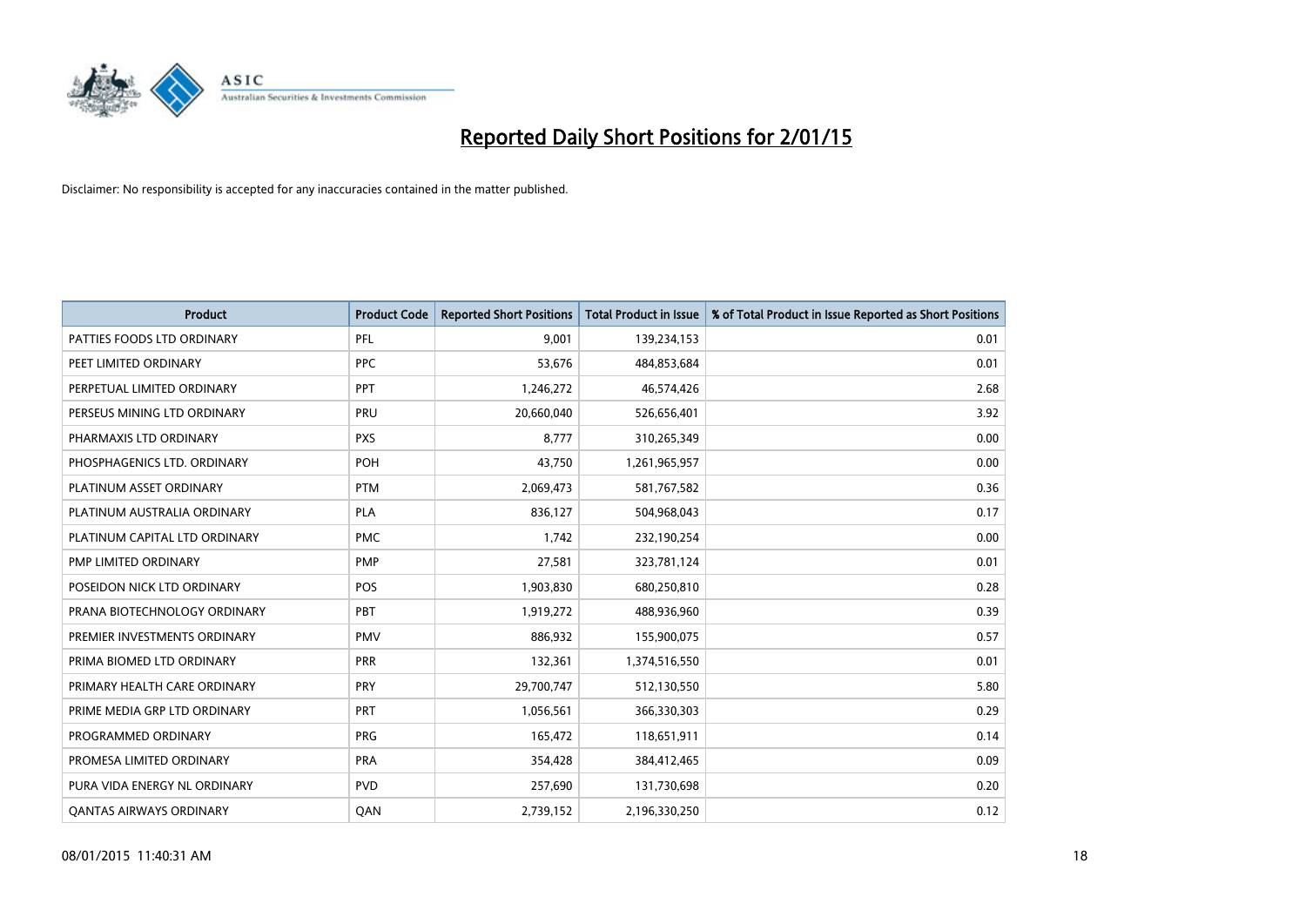# Reported Daily Short Positions for 2/01/15

Disclaimer: No responsibility is accepted for any inaccuracies contained in the matter published.

| Product | Product Code | Reported Short Positions | Total Product in Issue | % of Total Product in Issue Reported as Short Positions |
|---|---|---|---|---|
| PATTIES FOODS LTD ORDINARY | PFL | 9,001 | 139,234,153 | 0.01 |
| PEET LIMITED ORDINARY | PPC | 53,676 | 484,853,684 | 0.01 |
| PERPETUAL LIMITED ORDINARY | PPT | 1,246,272 | 46,574,426 | 2.68 |
| PERSEUS MINING LTD ORDINARY | PRU | 20,660,040 | 526,656,401 | 3.92 |
| PHARMAXIS LTD ORDINARY | PXS | 8,777 | 310,265,349 | 0.00 |
| PHOSPHAGENICS LTD. ORDINARY | POH | 43,750 | 1,261,965,957 | 0.00 |
| PLATINUM ASSET ORDINARY | PTM | 2,069,473 | 581,767,582 | 0.36 |
| PLATINUM AUSTRALIA ORDINARY | PLA | 836,127 | 504,968,043 | 0.17 |
| PLATINUM CAPITAL LTD ORDINARY | PMC | 1,742 | 232,190,254 | 0.00 |
| PMP LIMITED ORDINARY | PMP | 27,581 | 323,781,124 | 0.01 |
| POSEIDON NICK LTD ORDINARY | POS | 1,903,830 | 680,250,810 | 0.28 |
| PRANA BIOTECHNOLOGY ORDINARY | PBT | 1,919,272 | 488,936,960 | 0.39 |
| PREMIER INVESTMENTS ORDINARY | PMV | 886,932 | 155,900,075 | 0.57 |
| PRIMA BIOMED LTD ORDINARY | PRR | 132,361 | 1,374,516,550 | 0.01 |
| PRIMARY HEALTH CARE ORDINARY | PRY | 29,700,747 | 512,130,550 | 5.80 |
| PRIME MEDIA GRP LTD ORDINARY | PRT | 1,056,561 | 366,330,303 | 0.29 |
| PROGRAMMED ORDINARY | PRG | 165,472 | 118,651,911 | 0.14 |
| PROMESA LIMITED ORDINARY | PRA | 354,428 | 384,412,465 | 0.09 |
| PURA VIDA ENERGY NL ORDINARY | PVD | 257,690 | 131,730,698 | 0.20 |
| QANTAS AIRWAYS ORDINARY | QAN | 2,739,152 | 2,196,330,250 | 0.12 |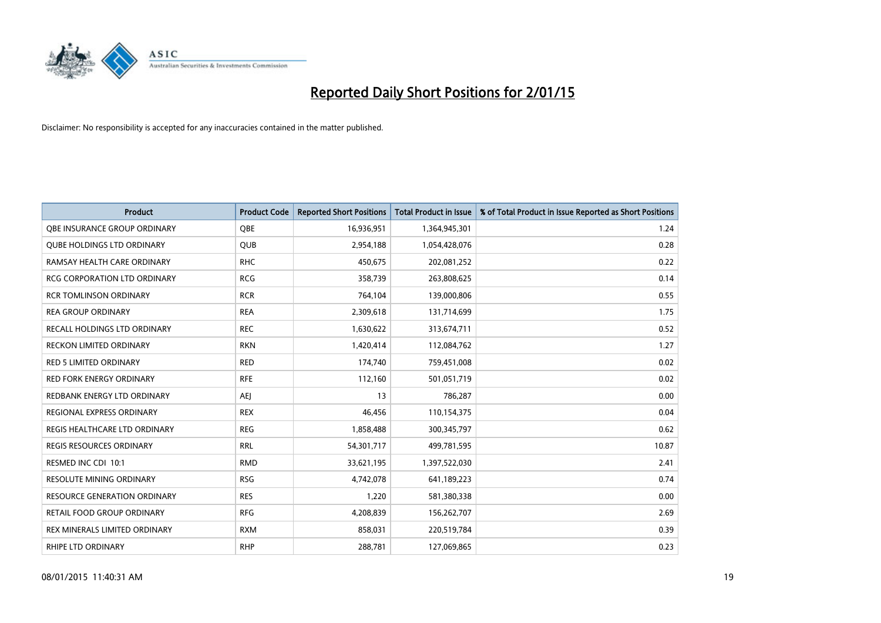# Reported Daily Short Positions for 2/01/15

Disclaimer: No responsibility is accepted for any inaccuracies contained in the matter published.

| Product | Product Code | Reported Short Positions | Total Product in Issue | % of Total Product in Issue Reported as Short Positions |
|---|---|---|---|---|
| QBE INSURANCE GROUP ORDINARY | QBE | 16,936,951 | 1,364,945,301 | 1.24 |
| QUBE HOLDINGS LTD ORDINARY | QUB | 2,954,188 | 1,054,428,076 | 0.28 |
| RAMSAY HEALTH CARE ORDINARY | RHC | 450,675 | 202,081,252 | 0.22 |
| RCG CORPORATION LTD ORDINARY | RCG | 358,739 | 263,808,625 | 0.14 |
| RCR TOMLINSON ORDINARY | RCR | 764,104 | 139,000,806 | 0.55 |
| REA GROUP ORDINARY | REA | 2,309,618 | 131,714,699 | 1.75 |
| RECALL HOLDINGS LTD ORDINARY | REC | 1,630,622 | 313,674,711 | 0.52 |
| RECKON LIMITED ORDINARY | RKN | 1,420,414 | 112,084,762 | 1.27 |
| RED 5 LIMITED ORDINARY | RED | 174,740 | 759,451,008 | 0.02 |
| RED FORK ENERGY ORDINARY | RFE | 112,160 | 501,051,719 | 0.02 |
| REDBANK ENERGY LTD ORDINARY | AEJ | 13 | 786,287 | 0.00 |
| REGIONAL EXPRESS ORDINARY | REX | 46,456 | 110,154,375 | 0.04 |
| REGIS HEALTHCARE LTD ORDINARY | REG | 1,858,488 | 300,345,797 | 0.62 |
| REGIS RESOURCES ORDINARY | RRL | 54,301,717 | 499,781,595 | 10.87 |
| RESMED INC CDI 10:1 | RMD | 33,621,195 | 1,397,522,030 | 2.41 |
| RESOLUTE MINING ORDINARY | RSG | 4,742,078 | 641,189,223 | 0.74 |
| RESOURCE GENERATION ORDINARY | RES | 1,220 | 581,380,338 | 0.00 |
| RETAIL FOOD GROUP ORDINARY | RFG | 4,208,839 | 156,262,707 | 2.69 |
| REX MINERALS LIMITED ORDINARY | RXM | 858,031 | 220,519,784 | 0.39 |
| RHIPE LTD ORDINARY | RHP | 288,781 | 127,069,865 | 0.23 |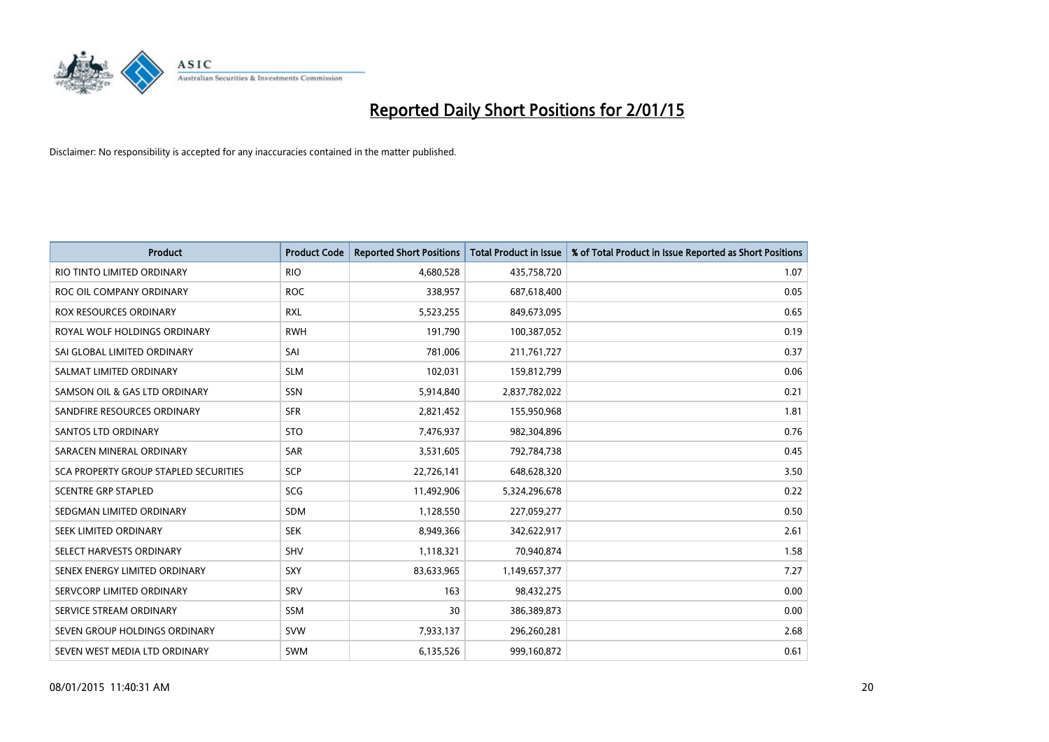# Reported Daily Short Positions for 2/01/15

Disclaimer: No responsibility is accepted for any inaccuracies contained in the matter published.

| Product | Product Code | Reported Short Positions | Total Product in Issue | % of Total Product in Issue Reported as Short Positions |
|---|---|---|---|---|
| RIO TINTO LIMITED ORDINARY | RIO | 4,680,528 | 435,758,720 | 1.07 |
| ROC OIL COMPANY ORDINARY | ROC | 338,957 | 687,618,400 | 0.05 |
| ROX RESOURCES ORDINARY | RXL | 5,523,255 | 849,673,095 | 0.65 |
| ROYAL WOLF HOLDINGS ORDINARY | RWH | 191,790 | 100,387,052 | 0.19 |
| SAI GLOBAL LIMITED ORDINARY | SAI | 781,006 | 211,761,727 | 0.37 |
| SALMAT LIMITED ORDINARY | SLM | 102,031 | 159,812,799 | 0.06 |
| SAMSON OIL & GAS LTD ORDINARY | SSN | 5,914,840 | 2,837,782,022 | 0.21 |
| SANDFIRE RESOURCES ORDINARY | SFR | 2,821,452 | 155,950,968 | 1.81 |
| SANTOS LTD ORDINARY | STO | 7,476,937 | 982,304,896 | 0.76 |
| SARACEN MINERAL ORDINARY | SAR | 3,531,605 | 792,784,738 | 0.45 |
| SCA PROPERTY GROUP STAPLED SECURITIES | SCP | 22,726,141 | 648,628,320 | 3.50 |
| SCENTRE GRP STAPLED | SCG | 11,492,906 | 5,324,296,678 | 0.22 |
| SEDGMAN LIMITED ORDINARY | SDM | 1,128,550 | 227,059,277 | 0.50 |
| SEEK LIMITED ORDINARY | SEK | 8,949,366 | 342,622,917 | 2.61 |
| SELECT HARVESTS ORDINARY | SHV | 1,118,321 | 70,940,874 | 1.58 |
| SENEX ENERGY LIMITED ORDINARY | SXY | 83,633,965 | 1,149,657,377 | 7.27 |
| SERVCORP LIMITED ORDINARY | SRV | 163 | 98,432,275 | 0.00 |
| SERVICE STREAM ORDINARY | SSM | 30 | 386,389,873 | 0.00 |
| SEVEN GROUP HOLDINGS ORDINARY | SVW | 7,933,137 | 296,260,281 | 2.68 |
| SEVEN WEST MEDIA LTD ORDINARY | SWM | 6,135,526 | 999,160,872 | 0.61 |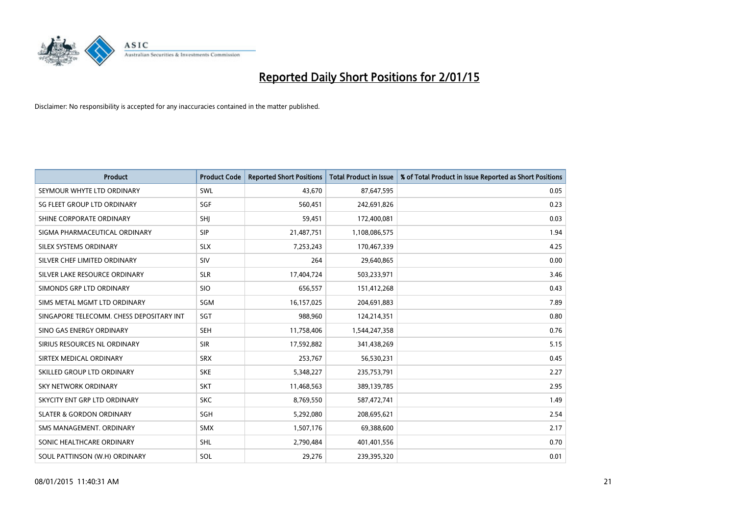# Reported Daily Short Positions for 2/01/15

Disclaimer: No responsibility is accepted for any inaccuracies contained in the matter published.

| Product | Product Code | Reported Short Positions | Total Product in Issue | % of Total Product in Issue Reported as Short Positions |
|---|---|---|---|---|
| SEYMOUR WHYTE LTD ORDINARY | SWL | 43,670 | 87,647,595 | 0.05 |
| SG FLEET GROUP LTD ORDINARY | SGF | 560,451 | 242,691,826 | 0.23 |
| SHINE CORPORATE ORDINARY | SHJ | 59,451 | 172,400,081 | 0.03 |
| SIGMA PHARMACEUTICAL ORDINARY | SIP | 21,487,751 | 1,108,086,575 | 1.94 |
| SILEX SYSTEMS ORDINARY | SLX | 7,253,243 | 170,467,339 | 4.25 |
| SILVER CHEF LIMITED ORDINARY | SIV | 264 | 29,640,865 | 0.00 |
| SILVER LAKE RESOURCE ORDINARY | SLR | 17,404,724 | 503,233,971 | 3.46 |
| SIMONDS GRP LTD ORDINARY | SIO | 656,557 | 151,412,268 | 0.43 |
| SIMS METAL MGMT LTD ORDINARY | SGM | 16,157,025 | 204,691,883 | 7.89 |
| SINGAPORE TELECOMM. CHESS DEPOSITARY INT | SGT | 988,960 | 124,214,351 | 0.80 |
| SINO GAS ENERGY ORDINARY | SEH | 11,758,406 | 1,544,247,358 | 0.76 |
| SIRIUS RESOURCES NL ORDINARY | SIR | 17,592,882 | 341,438,269 | 5.15 |
| SIRTEX MEDICAL ORDINARY | SRX | 253,767 | 56,530,231 | 0.45 |
| SKILLED GROUP LTD ORDINARY | SKE | 5,348,227 | 235,753,791 | 2.27 |
| SKY NETWORK ORDINARY | SKT | 11,468,563 | 389,139,785 | 2.95 |
| SKYCITY ENT GRP LTD ORDINARY | SKC | 8,769,550 | 587,472,741 | 1.49 |
| SLATER & GORDON ORDINARY | SGH | 5,292,080 | 208,695,621 | 2.54 |
| SMS MANAGEMENT. ORDINARY | SMX | 1,507,176 | 69,388,600 | 2.17 |
| SONIC HEALTHCARE ORDINARY | SHL | 2,790,484 | 401,401,556 | 0.70 |
| SOUL PATTINSON (W.H) ORDINARY | SOL | 29,276 | 239,395,320 | 0.01 |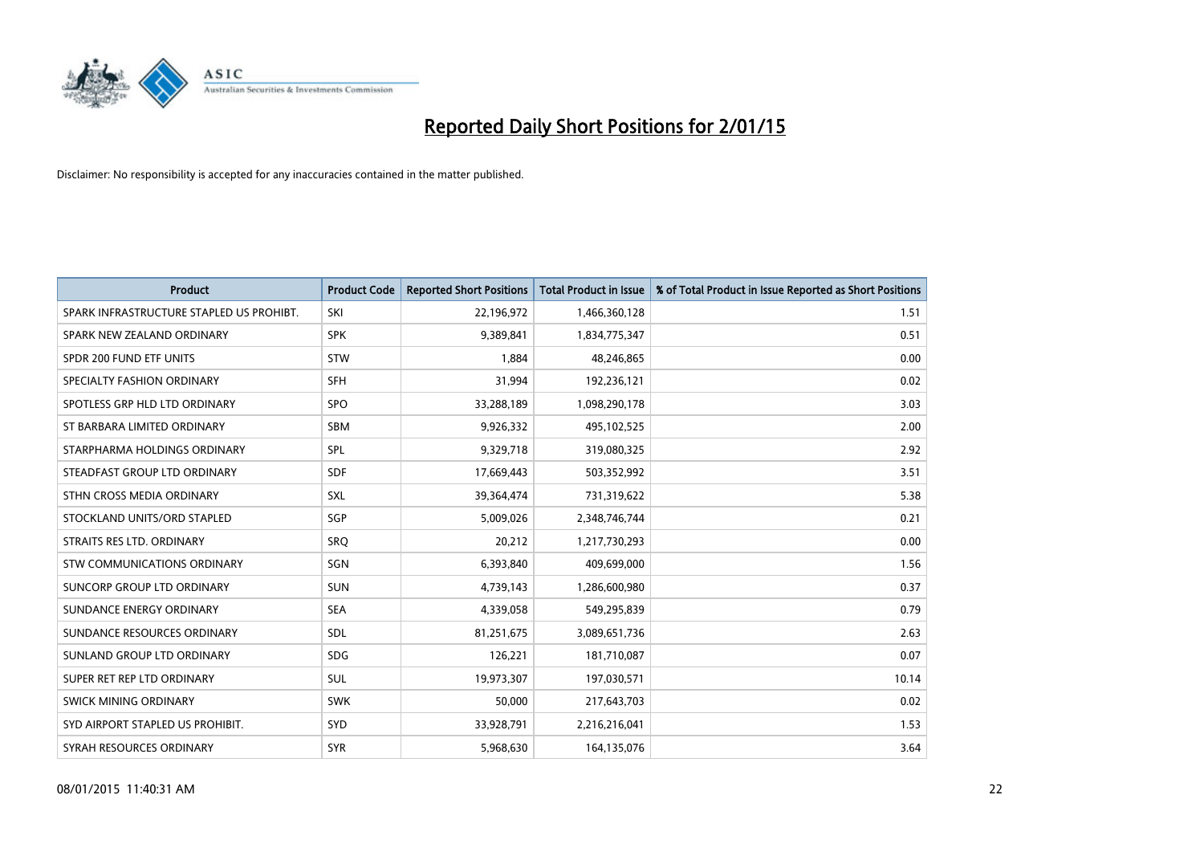# Reported Daily Short Positions for 2/01/15

Disclaimer: No responsibility is accepted for any inaccuracies contained in the matter published.

| Product | Product Code | Reported Short Positions | Total Product in Issue | % of Total Product in Issue Reported as Short Positions |
|---|---|---|---|---|
| SPARK INFRASTRUCTURE STAPLED US PROHIBT. | SKI | 22,196,972 | 1,466,360,128 | 1.51 |
| SPARK NEW ZEALAND ORDINARY | SPK | 9,389,841 | 1,834,775,347 | 0.51 |
| SPDR 200 FUND ETF UNITS | STW | 1,884 | 48,246,865 | 0.00 |
| SPECIALTY FASHION ORDINARY | SFH | 31,994 | 192,236,121 | 0.02 |
| SPOTLESS GRP HLD LTD ORDINARY | SPO | 33,288,189 | 1,098,290,178 | 3.03 |
| ST BARBARA LIMITED ORDINARY | SBM | 9,926,332 | 495,102,525 | 2.00 |
| STARPHARMA HOLDINGS ORDINARY | SPL | 9,329,718 | 319,080,325 | 2.92 |
| STEADFAST GROUP LTD ORDINARY | SDF | 17,669,443 | 503,352,992 | 3.51 |
| STHN CROSS MEDIA ORDINARY | SXL | 39,364,474 | 731,319,622 | 5.38 |
| STOCKLAND UNITS/ORD STAPLED | SGP | 5,009,026 | 2,348,746,744 | 0.21 |
| STRAITS RES LTD. ORDINARY | SRQ | 20,212 | 1,217,730,293 | 0.00 |
| STW COMMUNICATIONS ORDINARY | SGN | 6,393,840 | 409,699,000 | 1.56 |
| SUNCORP GROUP LTD ORDINARY | SUN | 4,739,143 | 1,286,600,980 | 0.37 |
| SUNDANCE ENERGY ORDINARY | SEA | 4,339,058 | 549,295,839 | 0.79 |
| SUNDANCE RESOURCES ORDINARY | SDL | 81,251,675 | 3,089,651,736 | 2.63 |
| SUNLAND GROUP LTD ORDINARY | SDG | 126,221 | 181,710,087 | 0.07 |
| SUPER RET REP LTD ORDINARY | SUL | 19,973,307 | 197,030,571 | 10.14 |
| SWICK MINING ORDINARY | SWK | 50,000 | 217,643,703 | 0.02 |
| SYD AIRPORT STAPLED US PROHIBIT. | SYD | 33,928,791 | 2,216,216,041 | 1.53 |
| SYRAH RESOURCES ORDINARY | SYR | 5,968,630 | 164,135,076 | 3.64 |

08/01/2015 11:40:31 AM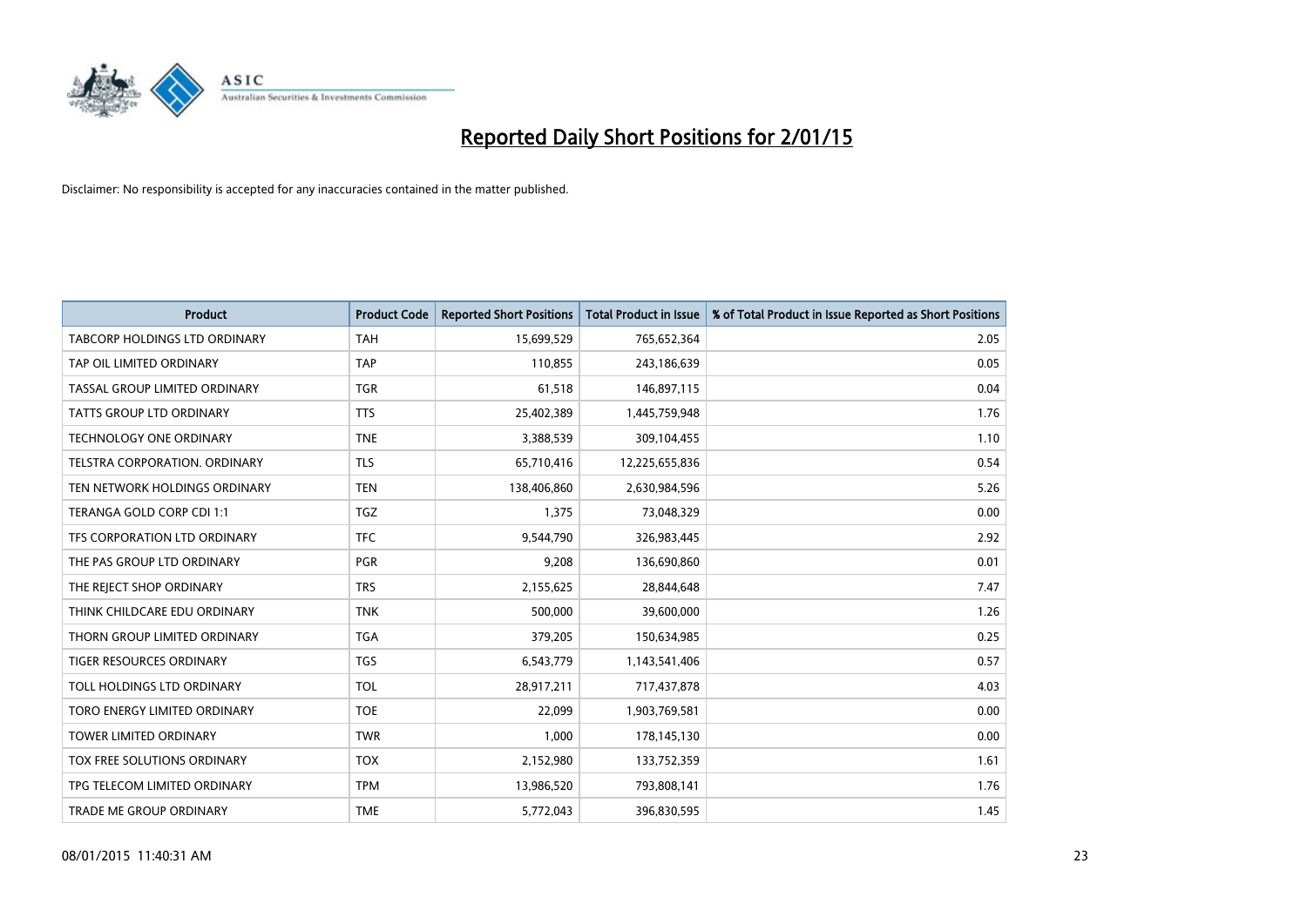# Reported Daily Short Positions for 2/01/15

Disclaimer: No responsibility is accepted for any inaccuracies contained in the matter published.

| Product | Product Code | Reported Short Positions | Total Product in Issue | % of Total Product in Issue Reported as Short Positions |
|---|---|---|---|---|
| TABCORP HOLDINGS LTD ORDINARY | TAH | 15,699,529 | 765,652,364 | 2.05 |
| TAP OIL LIMITED ORDINARY | TAP | 110,855 | 243,186,639 | 0.05 |
| TASSAL GROUP LIMITED ORDINARY | TGR | 61,518 | 146,897,115 | 0.04 |
| TATTS GROUP LTD ORDINARY | TTS | 25,402,389 | 1,445,759,948 | 1.76 |
| TECHNOLOGY ONE ORDINARY | TNE | 3,388,539 | 309,104,455 | 1.10 |
| TELSTRA CORPORATION. ORDINARY | TLS | 65,710,416 | 12,225,655,836 | 0.54 |
| TEN NETWORK HOLDINGS ORDINARY | TEN | 138,406,860 | 2,630,984,596 | 5.26 |
| TERANGA GOLD CORP CDI 1:1 | TGZ | 1,375 | 73,048,329 | 0.00 |
| TFS CORPORATION LTD ORDINARY | TFC | 9,544,790 | 326,983,445 | 2.92 |
| THE PAS GROUP LTD ORDINARY | PGR | 9,208 | 136,690,860 | 0.01 |
| THE REJECT SHOP ORDINARY | TRS | 2,155,625 | 28,844,648 | 7.47 |
| THINK CHILDCARE EDU ORDINARY | TNK | 500,000 | 39,600,000 | 1.26 |
| THORN GROUP LIMITED ORDINARY | TGA | 379,205 | 150,634,985 | 0.25 |
| TIGER RESOURCES ORDINARY | TGS | 6,543,779 | 1,143,541,406 | 0.57 |
| TOLL HOLDINGS LTD ORDINARY | TOL | 28,917,211 | 717,437,878 | 4.03 |
| TORO ENERGY LIMITED ORDINARY | TOE | 22,099 | 1,903,769,581 | 0.00 |
| TOWER LIMITED ORDINARY | TWR | 1,000 | 178,145,130 | 0.00 |
| TOX FREE SOLUTIONS ORDINARY | TOX | 2,152,980 | 133,752,359 | 1.61 |
| TPG TELECOM LIMITED ORDINARY | TPM | 13,986,520 | 793,808,141 | 1.76 |
| TRADE ME GROUP ORDINARY | TME | 5,772,043 | 396,830,595 | 1.45 |

08/01/2015 11:40:31 AM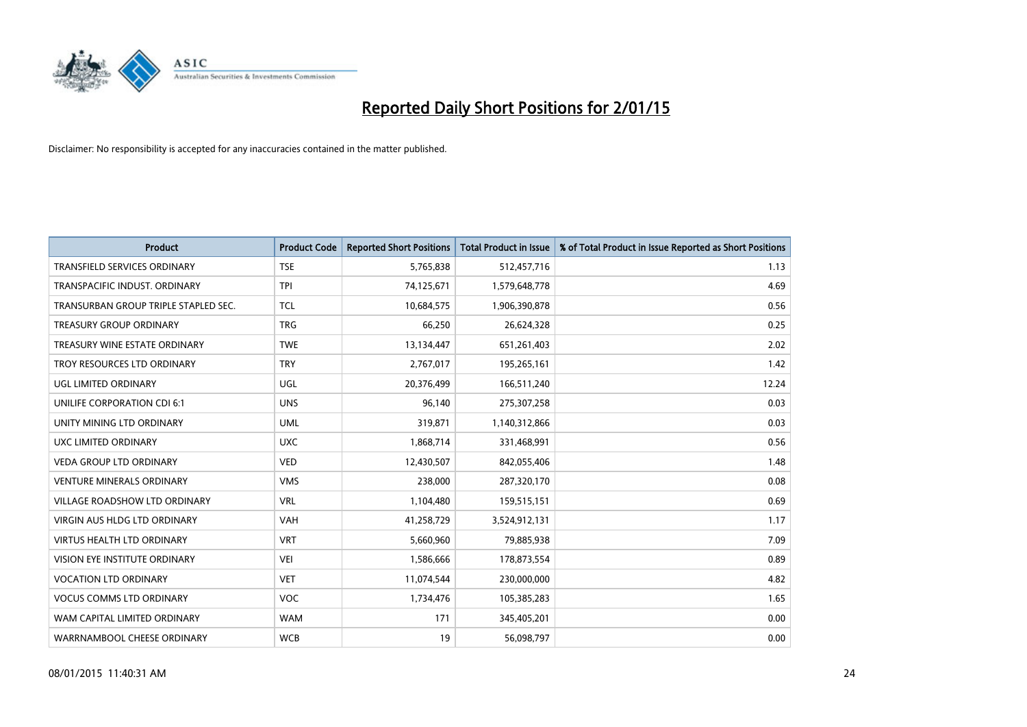# Reported Daily Short Positions for 2/01/15

Disclaimer: No responsibility is accepted for any inaccuracies contained in the matter published.

| Product | Product Code | Reported Short Positions | Total Product in Issue | % of Total Product in Issue Reported as Short Positions |
|---|---|---|---|---|
| TRANSFIELD SERVICES ORDINARY | TSE | 5,765,838 | 512,457,716 | 1.13 |
| TRANSPACIFIC INDUST. ORDINARY | TPI | 74,125,671 | 1,579,648,778 | 4.69 |
| TRANSURBAN GROUP TRIPLE STAPLED SEC. | TCL | 10,684,575 | 1,906,390,878 | 0.56 |
| TREASURY GROUP ORDINARY | TRG | 66,250 | 26,624,328 | 0.25 |
| TREASURY WINE ESTATE ORDINARY | TWE | 13,134,447 | 651,261,403 | 2.02 |
| TROY RESOURCES LTD ORDINARY | TRY | 2,767,017 | 195,265,161 | 1.42 |
| UGL LIMITED ORDINARY | UGL | 20,376,499 | 166,511,240 | 12.24 |
| UNILIFE CORPORATION CDI 6:1 | UNS | 96,140 | 275,307,258 | 0.03 |
| UNITY MINING LTD ORDINARY | UML | 319,871 | 1,140,312,866 | 0.03 |
| UXC LIMITED ORDINARY | UXC | 1,868,714 | 331,468,991 | 0.56 |
| VEDA GROUP LTD ORDINARY | VED | 12,430,507 | 842,055,406 | 1.48 |
| VENTURE MINERALS ORDINARY | VMS | 238,000 | 287,320,170 | 0.08 |
| VILLAGE ROADSHOW LTD ORDINARY | VRL | 1,104,480 | 159,515,151 | 0.69 |
| VIRGIN AUS HLDG LTD ORDINARY | VAH | 41,258,729 | 3,524,912,131 | 1.17 |
| VIRTUS HEALTH LTD ORDINARY | VRT | 5,660,960 | 79,885,938 | 7.09 |
| VISION EYE INSTITUTE ORDINARY | VEI | 1,586,666 | 178,873,554 | 0.89 |
| VOCATION LTD ORDINARY | VET | 11,074,544 | 230,000,000 | 4.82 |
| VOCUS COMMS LTD ORDINARY | VOC | 1,734,476 | 105,385,283 | 1.65 |
| WAM CAPITAL LIMITED ORDINARY | WAM | 171 | 345,405,201 | 0.00 |
| WARRNAMBOOL CHEESE ORDINARY | WCB | 19 | 56,098,797 | 0.00 |

08/01/2015 11:40:31 AM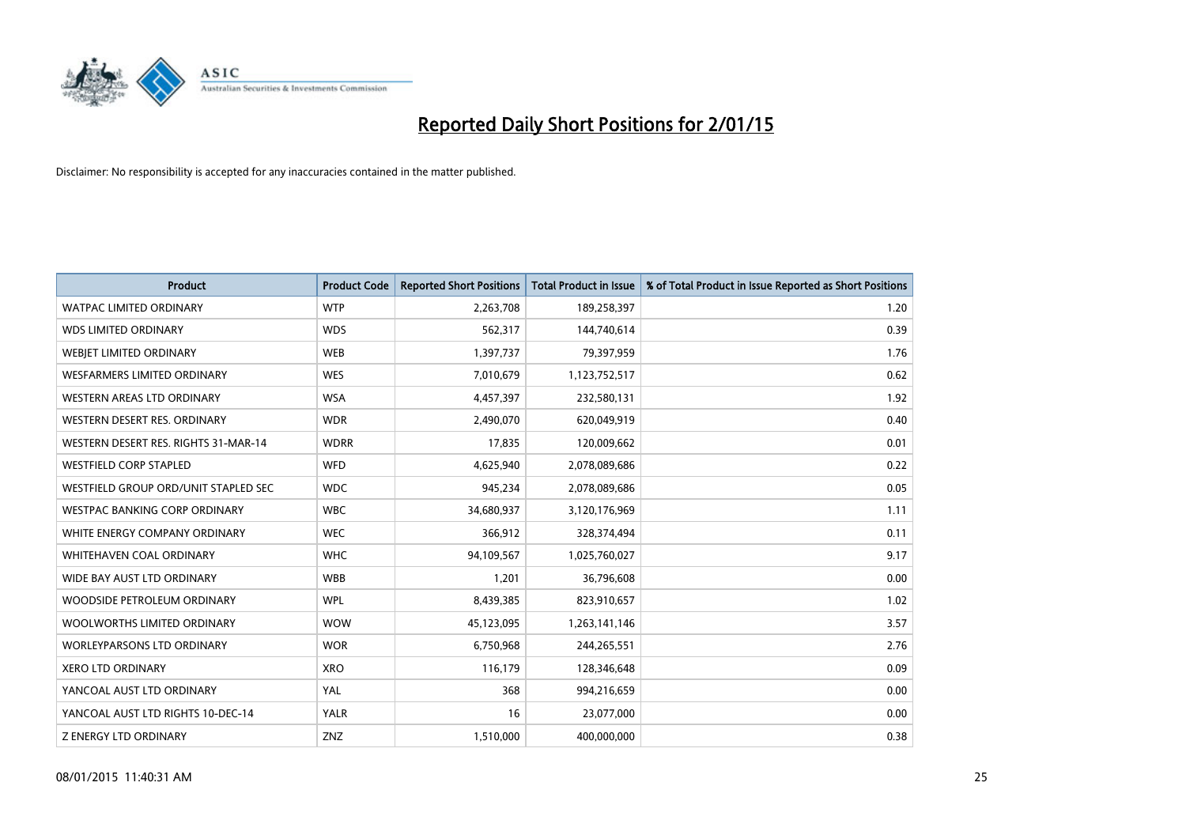# Reported Daily Short Positions for 2/01/15

Disclaimer: No responsibility is accepted for any inaccuracies contained in the matter published.

| Product | Product Code | Reported Short Positions | Total Product in Issue | % of Total Product in Issue Reported as Short Positions |
|---|---|---|---|---|
| WATPAC LIMITED ORDINARY | WTP | 2,263,708 | 189,258,397 | 1.20 |
| WDS LIMITED ORDINARY | WDS | 562,317 | 144,740,614 | 0.39 |
| WEBJET LIMITED ORDINARY | WEB | 1,397,737 | 79,397,959 | 1.76 |
| WESFARMERS LIMITED ORDINARY | WES | 7,010,679 | 1,123,752,517 | 0.62 |
| WESTERN AREAS LTD ORDINARY | WSA | 4,457,397 | 232,580,131 | 1.92 |
| WESTERN DESERT RES. ORDINARY | WDR | 2,490,070 | 620,049,919 | 0.40 |
| WESTERN DESERT RES. RIGHTS 31-MAR-14 | WDRR | 17,835 | 120,009,662 | 0.01 |
| WESTFIELD CORP STAPLED | WFD | 4,625,940 | 2,078,089,686 | 0.22 |
| WESTFIELD GROUP ORD/UNIT STAPLED SEC | WDC | 945,234 | 2,078,089,686 | 0.05 |
| WESTPAC BANKING CORP ORDINARY | WBC | 34,680,937 | 3,120,176,969 | 1.11 |
| WHITE ENERGY COMPANY ORDINARY | WEC | 366,912 | 328,374,494 | 0.11 |
| WHITEHAVEN COAL ORDINARY | WHC | 94,109,567 | 1,025,760,027 | 9.17 |
| WIDE BAY AUST LTD ORDINARY | WBB | 1,201 | 36,796,608 | 0.00 |
| WOODSIDE PETROLEUM ORDINARY | WPL | 8,439,385 | 823,910,657 | 1.02 |
| WOOLWORTHS LIMITED ORDINARY | WOW | 45,123,095 | 1,263,141,146 | 3.57 |
| WORLEYPARSONS LTD ORDINARY | WOR | 6,750,968 | 244,265,551 | 2.76 |
| XERO LTD ORDINARY | XRO | 116,179 | 128,346,648 | 0.09 |
| YANCOAL AUST LTD ORDINARY | YAL | 368 | 994,216,659 | 0.00 |
| YANCOAL AUST LTD RIGHTS 10-DEC-14 | YALR | 16 | 23,077,000 | 0.00 |
| Z ENERGY LTD ORDINARY | ZNZ | 1,510,000 | 400,000,000 | 0.38 |

08/01/2015 11:40:31 AM